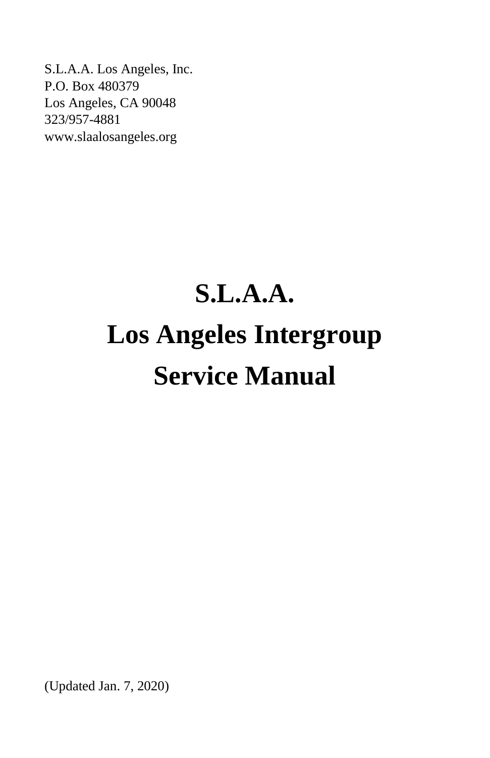S.L.A.A. Los Angeles, Inc.
P.O. Box 480379
Los Angeles, CA 90048
323/957-4881
www.slaalosangeles.org

# S.L.A.A.
# Los Angeles Intergroup
# Service Manual

(Updated Jan. 7, 2020)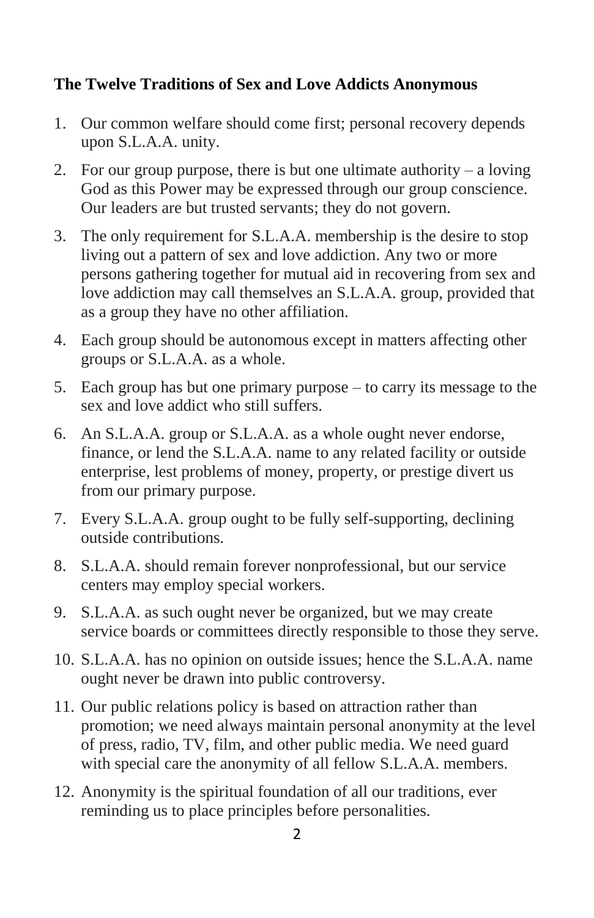**The Twelve Traditions of Sex and Love Addicts Anonymous**

1. Our common welfare should come first; personal recovery depends upon S.L.A.A. unity.
2. For our group purpose, there is but one ultimate authority – a loving God as this Power may be expressed through our group conscience. Our leaders are but trusted servants; they do not govern.
3. The only requirement for S.L.A.A. membership is the desire to stop living out a pattern of sex and love addiction. Any two or more persons gathering together for mutual aid in recovering from sex and love addiction may call themselves an S.L.A.A. group, provided that as a group they have no other affiliation.
4. Each group should be autonomous except in matters affecting other groups or S.L.A.A. as a whole.
5. Each group has but one primary purpose – to carry its message to the sex and love addict who still suffers.
6. An S.L.A.A. group or S.L.A.A. as a whole ought never endorse, finance, or lend the S.L.A.A. name to any related facility or outside enterprise, lest problems of money, property, or prestige divert us from our primary purpose.
7. Every S.L.A.A. group ought to be fully self-supporting, declining outside contributions.
8. S.L.A.A. should remain forever nonprofessional, but our service centers may employ special workers.
9. S.L.A.A. as such ought never be organized, but we may create service boards or committees directly responsible to those they serve.
10. S.L.A.A. has no opinion on outside issues; hence the S.L.A.A. name ought never be drawn into public controversy.
11. Our public relations policy is based on attraction rather than promotion; we need always maintain personal anonymity at the level of press, radio, TV, film, and other public media. We need guard with special care the anonymity of all fellow S.L.A.A. members.
12. Anonymity is the spiritual foundation of all our traditions, ever reminding us to place principles before personalities.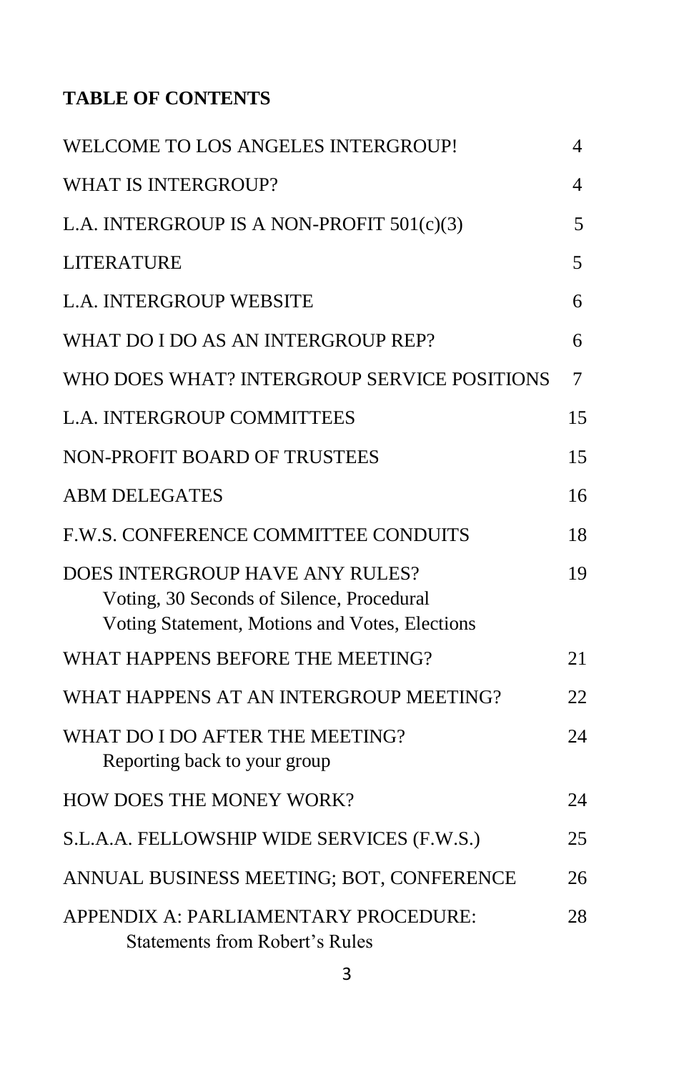**TABLE OF CONTENTS**

| | |
|---|---|
| WELCOME TO LOS ANGELES INTERGROUP! | 4 |
| WHAT IS INTERGROUP? | 4 |
| L.A. INTERGROUP IS A NON-PROFIT 501(c)(3) | 5 |
| LITERATURE | 5 |
| L.A. INTERGROUP WEBSITE | 6 |
| WHAT DO I DO AS AN INTERGROUP REP? | 6 |
| WHO DOES WHAT? INTERGROUP SERVICE POSITIONS | 7 |
| L.A. INTERGROUP COMMITTEES | 15 |
| NON-PROFIT BOARD OF TRUSTEES | 15 |
| ABM DELEGATES | 16 |
| F.W.S. CONFERENCE COMMITTEE CONDUITS | 18 |
| DOES INTERGROUP HAVE ANY RULES? Voting, 30 Seconds of Silence, Procedural Voting Statement, Motions and Votes, Elections | 19 |
| WHAT HAPPENS BEFORE THE MEETING? | 21 |
| WHAT HAPPENS AT AN INTERGROUP MEETING? | 22 |
| WHAT DO I DO AFTER THE MEETING? Reporting back to your group | 24 |
| HOW DOES THE MONEY WORK? | 24 |
| S.L.A.A. FELLOWSHIP WIDE SERVICES (F.W.S.) | 25 |
| ANNUAL BUSINESS MEETING; BOT, CONFERENCE | 26 |
| APPENDIX A: PARLIAMENTARY PROCEDURE: Statements from Robert's Rules | 28 |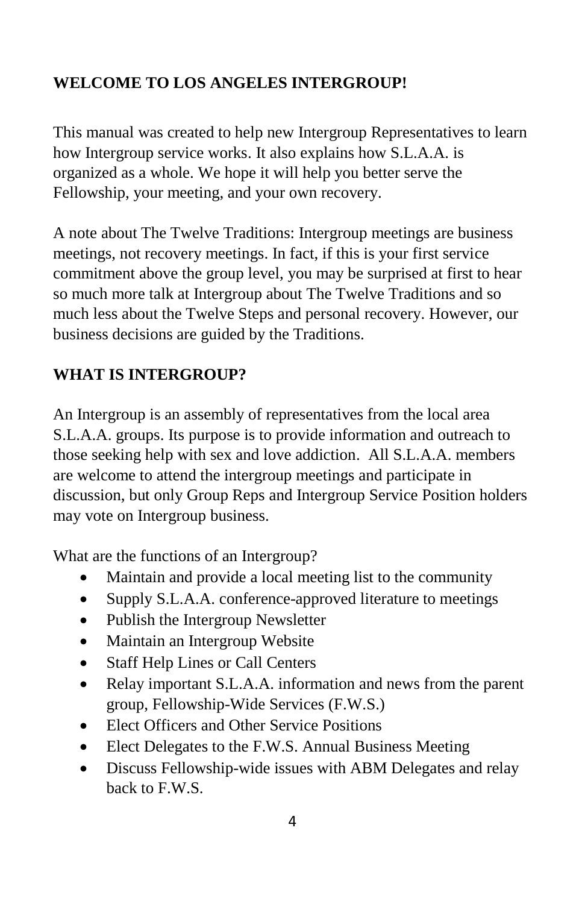## WELCOME TO LOS ANGELES INTERGROUP!

This manual was created to help new Intergroup Representatives to learn how Intergroup service works. It also explains how S.L.A.A. is organized as a whole. We hope it will help you better serve the Fellowship, your meeting, and your own recovery.

A note about The Twelve Traditions: Intergroup meetings are business meetings, not recovery meetings. In fact, if this is your first service commitment above the group level, you may be surprised at first to hear so much more talk at Intergroup about The Twelve Traditions and so much less about the Twelve Steps and personal recovery. However, our business decisions are guided by the Traditions.

## WHAT IS INTERGROUP?

An Intergroup is an assembly of representatives from the local area S.L.A.A. groups. Its purpose is to provide information and outreach to those seeking help with sex and love addiction. All S.L.A.A. members are welcome to attend the intergroup meetings and participate in discussion, but only Group Reps and Intergroup Service Position holders may vote on Intergroup business.

What are the functions of an Intergroup?

- Maintain and provide a local meeting list to the community
- Supply S.L.A.A. conference-approved literature to meetings
- Publish the Intergroup Newsletter
- Maintain an Intergroup Website
- Staff Help Lines or Call Centers
- Relay important S.L.A.A. information and news from the parent group, Fellowship-Wide Services (F.W.S.)
- Elect Officers and Other Service Positions
- Elect Delegates to the F.W.S. Annual Business Meeting
- Discuss Fellowship-wide issues with ABM Delegates and relay back to F.W.S.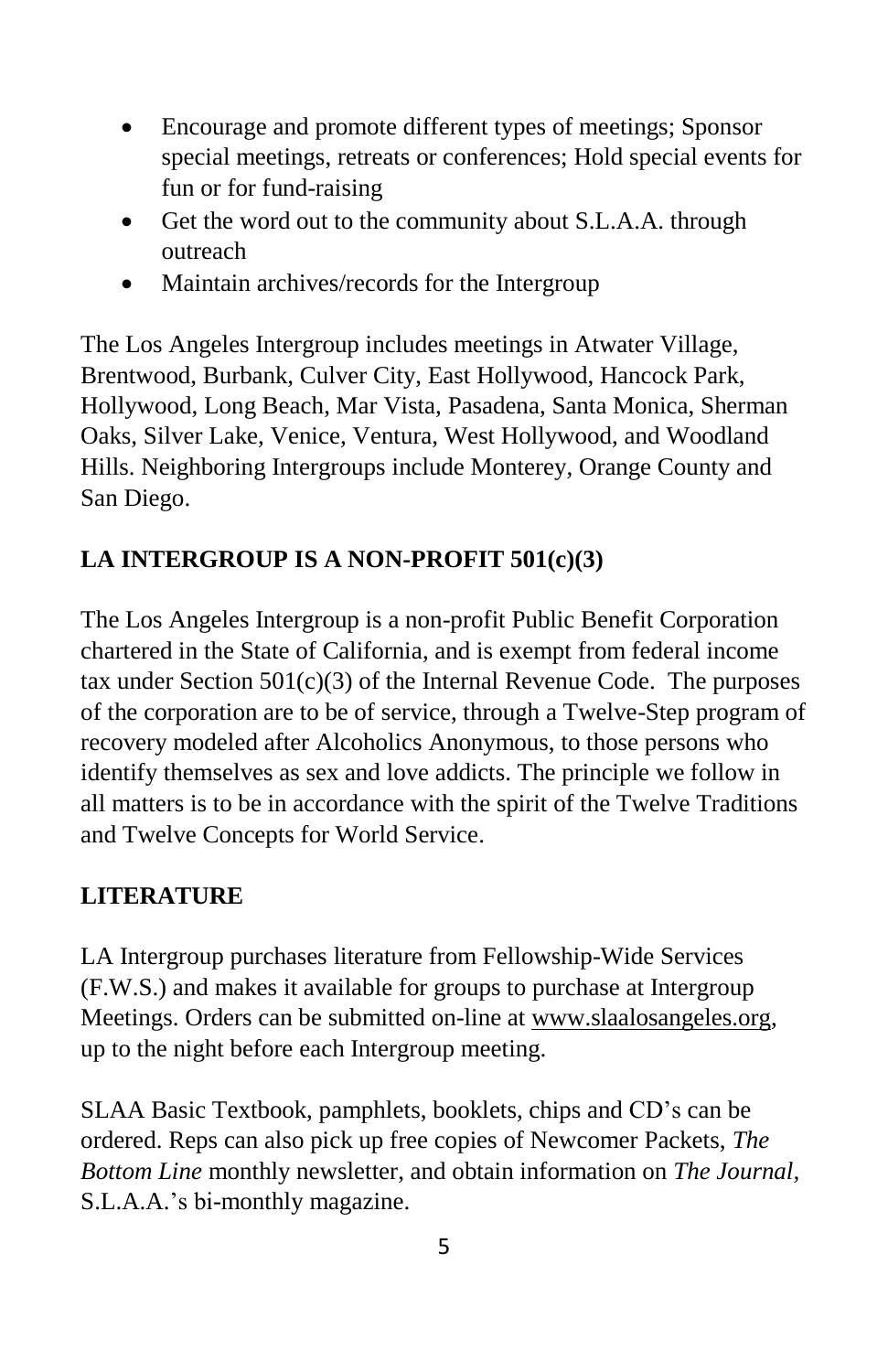- Encourage and promote different types of meetings; Sponsor special meetings, retreats or conferences; Hold special events for fun or for fund-raising
- Get the word out to the community about S.L.A.A. through outreach
- Maintain archives/records for the Intergroup

The Los Angeles Intergroup includes meetings in Atwater Village, Brentwood, Burbank, Culver City, East Hollywood, Hancock Park, Hollywood, Long Beach, Mar Vista, Pasadena, Santa Monica, Sherman Oaks, Silver Lake, Venice, Ventura, West Hollywood, and Woodland Hills. Neighboring Intergroups include Monterey, Orange County and San Diego.

## LA INTERGROUP IS A NON-PROFIT 501(c)(3)

The Los Angeles Intergroup is a non-profit Public Benefit Corporation chartered in the State of California, and is exempt from federal income tax under Section 501(c)(3) of the Internal Revenue Code. The purposes of the corporation are to be of service, through a Twelve-Step program of recovery modeled after Alcoholics Anonymous, to those persons who identify themselves as sex and love addicts. The principle we follow in all matters is to be in accordance with the spirit of the Twelve Traditions and Twelve Concepts for World Service.

## LITERATURE

LA Intergroup purchases literature from Fellowship-Wide Services (F.W.S.) and makes it available for groups to purchase at Intergroup Meetings. Orders can be submitted on-line at www.slaalosangeles.org, up to the night before each Intergroup meeting.

SLAA Basic Textbook, pamphlets, booklets, chips and CD's can be ordered. Reps can also pick up free copies of Newcomer Packets, *The Bottom Line* monthly newsletter, and obtain information on *The Journal*, S.L.A.A.'s bi-monthly magazine.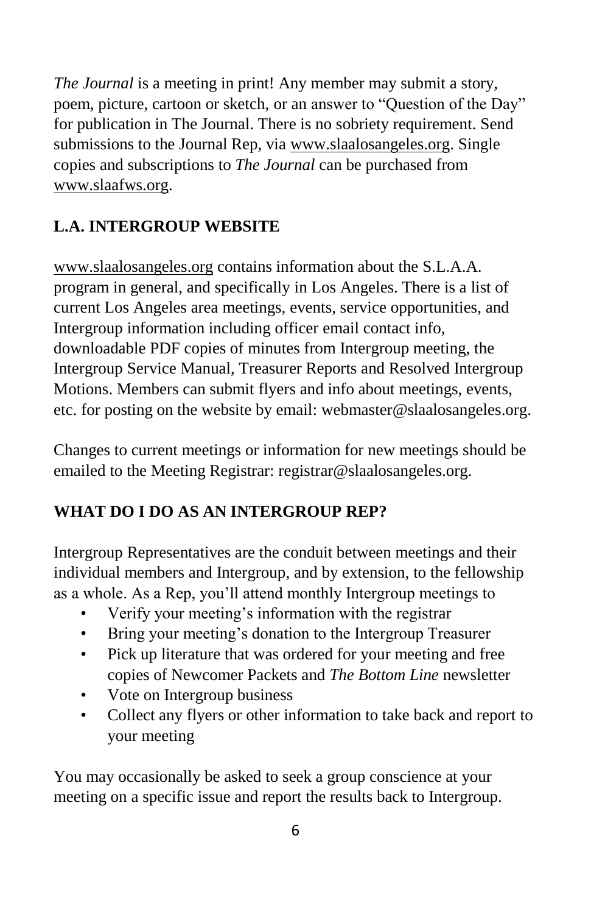*The Journal* is a meeting in print! Any member may submit a story, poem, picture, cartoon or sketch, or an answer to "Question of the Day" for publication in The Journal. There is no sobriety requirement. Send submissions to the Journal Rep, via www.slaalosangeles.org. Single copies and subscriptions to *The Journal* can be purchased from www.slaafws.org.

## L.A. INTERGROUP WEBSITE

www.slaalosangeles.org contains information about the S.L.A.A. program in general, and specifically in Los Angeles. There is a list of current Los Angeles area meetings, events, service opportunities, and Intergroup information including officer email contact info, downloadable PDF copies of minutes from Intergroup meeting, the Intergroup Service Manual, Treasurer Reports and Resolved Intergroup Motions. Members can submit flyers and info about meetings, events, etc. for posting on the website by email: webmaster@slaalosangeles.org.

Changes to current meetings or information for new meetings should be emailed to the Meeting Registrar: registrar@slaalosangeles.org.

## WHAT DO I DO AS AN INTERGROUP REP?

Intergroup Representatives are the conduit between meetings and their individual members and Intergroup, and by extension, to the fellowship as a whole. As a Rep, you'll attend monthly Intergroup meetings to

- Verify your meeting's information with the registrar
- Bring your meeting's donation to the Intergroup Treasurer
- Pick up literature that was ordered for your meeting and free copies of Newcomer Packets and *The Bottom Line* newsletter
- Vote on Intergroup business
- Collect any flyers or other information to take back and report to your meeting

You may occasionally be asked to seek a group conscience at your meeting on a specific issue and report the results back to Intergroup.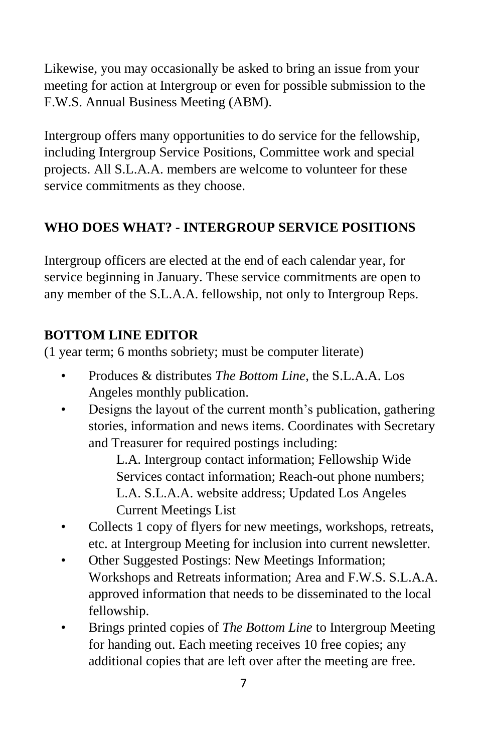Likewise, you may occasionally be asked to bring an issue from your meeting for action at Intergroup or even for possible submission to the F.W.S. Annual Business Meeting (ABM).

Intergroup offers many opportunities to do service for the fellowship, including Intergroup Service Positions, Committee work and special projects. All S.L.A.A. members are welcome to volunteer for these service commitments as they choose.

## WHO DOES WHAT? - INTERGROUP SERVICE POSITIONS

Intergroup officers are elected at the end of each calendar year, for service beginning in January. These service commitments are open to any member of the S.L.A.A. fellowship, not only to Intergroup Reps.

### BOTTOM LINE EDITOR

(1 year term; 6 months sobriety; must be computer literate)

- Produces & distributes *The Bottom Line*, the S.L.A.A. Los Angeles monthly publication.
- Designs the layout of the current month's publication, gathering stories, information and news items. Coordinates with Secretary and Treasurer for required postings including:

  L.A. Intergroup contact information; Fellowship Wide Services contact information; Reach-out phone numbers; L.A. S.L.A.A. website address; Updated Los Angeles Current Meetings List
- Collects 1 copy of flyers for new meetings, workshops, retreats, etc. at Intergroup Meeting for inclusion into current newsletter.
- Other Suggested Postings: New Meetings Information; Workshops and Retreats information; Area and F.W.S. S.L.A.A. approved information that needs to be disseminated to the local fellowship.
- Brings printed copies of *The Bottom Line* to Intergroup Meeting for handing out. Each meeting receives 10 free copies; any additional copies that are left over after the meeting are free.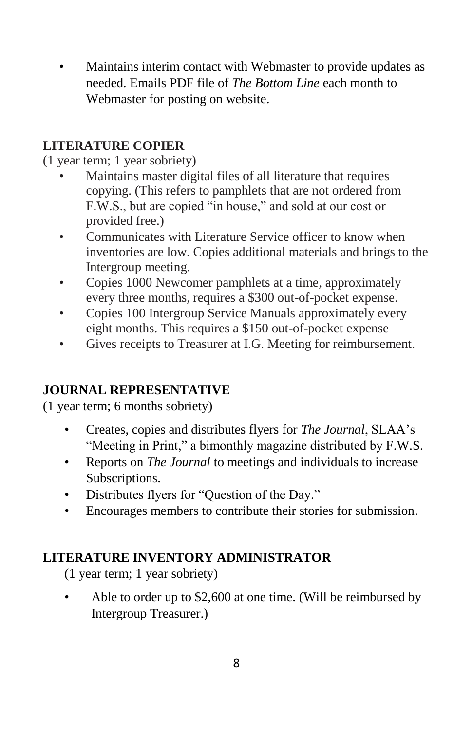- Maintains interim contact with Webmaster to provide updates as needed. Emails PDF file of *The Bottom Line* each month to Webmaster for posting on website.

**LITERATURE COPIER**

(1 year term; 1 year sobriety)

- Maintains master digital files of all literature that requires copying. (This refers to pamphlets that are not ordered from F.W.S., but are copied "in house," and sold at our cost or provided free.)
- Communicates with Literature Service officer to know when inventories are low. Copies additional materials and brings to the Intergroup meeting.
- Copies 1000 Newcomer pamphlets at a time, approximately every three months, requires a $300 out-of-pocket expense.
- Copies 100 Intergroup Service Manuals approximately every eight months. This requires a $150 out-of-pocket expense
- Gives receipts to Treasurer at I.G. Meeting for reimbursement.

**JOURNAL REPRESENTATIVE**

(1 year term; 6 months sobriety)

- Creates, copies and distributes flyers for *The Journal*, SLAA's "Meeting in Print," a bimonthly magazine distributed by F.W.S.
- Reports on *The Journal* to meetings and individuals to increase Subscriptions.
- Distributes flyers for "Question of the Day."
- Encourages members to contribute their stories for submission.

**LITERATURE INVENTORY ADMINISTRATOR**

(1 year term; 1 year sobriety)

- Able to order up to $2,600 at one time. (Will be reimbursed by Intergroup Treasurer.)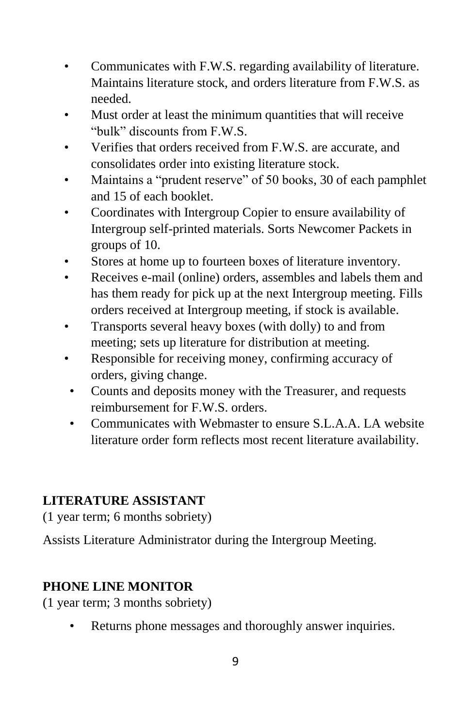- Communicates with F.W.S. regarding availability of literature. Maintains literature stock, and orders literature from F.W.S. as needed.
- Must order at least the minimum quantities that will receive "bulk" discounts from F.W.S.
- Verifies that orders received from F.W.S. are accurate, and consolidates order into existing literature stock.
- Maintains a "prudent reserve" of 50 books, 30 of each pamphlet and 15 of each booklet.
- Coordinates with Intergroup Copier to ensure availability of Intergroup self-printed materials. Sorts Newcomer Packets in groups of 10.
- Stores at home up to fourteen boxes of literature inventory.
- Receives e-mail (online) orders, assembles and labels them and has them ready for pick up at the next Intergroup meeting. Fills orders received at Intergroup meeting, if stock is available.
- Transports several heavy boxes (with dolly) to and from meeting; sets up literature for distribution at meeting.
- Responsible for receiving money, confirming accuracy of orders, giving change.
- Counts and deposits money with the Treasurer, and requests reimbursement for F.W.S. orders.
- Communicates with Webmaster to ensure S.L.A.A. LA website literature order form reflects most recent literature availability.

**LITERATURE ASSISTANT**

(1 year term; 6 months sobriety)

Assists Literature Administrator during the Intergroup Meeting.

**PHONE LINE MONITOR**

(1 year term; 3 months sobriety)

- Returns phone messages and thoroughly answer inquiries.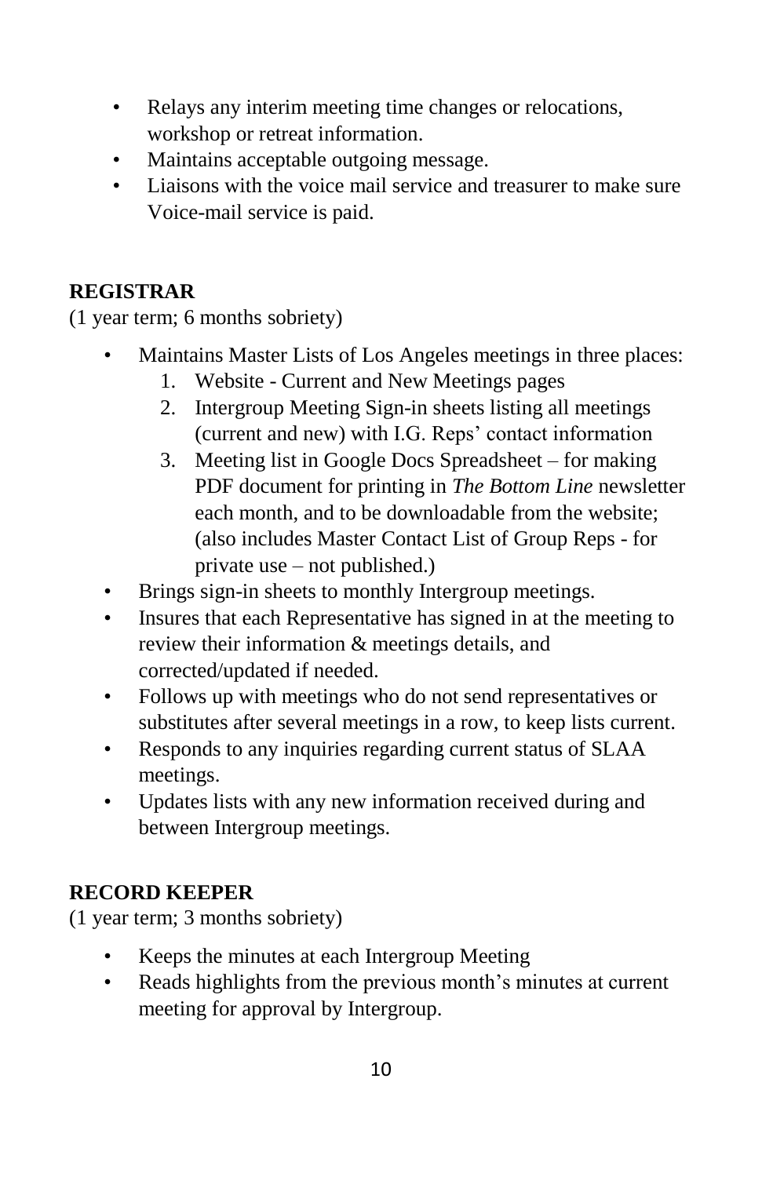- Relays any interim meeting time changes or relocations, workshop or retreat information.
- Maintains acceptable outgoing message.
- Liaisons with the voice mail service and treasurer to make sure Voice-mail service is paid.

## REGISTRAR

(1 year term; 6 months sobriety)

- Maintains Master Lists of Los Angeles meetings in three places:
  1. Website - Current and New Meetings pages
  2. Intergroup Meeting Sign-in sheets listing all meetings (current and new) with I.G. Reps' contact information
  3. Meeting list in Google Docs Spreadsheet – for making PDF document for printing in *The Bottom Line* newsletter each month, and to be downloadable from the website; (also includes Master Contact List of Group Reps - for private use – not published.)
- Brings sign-in sheets to monthly Intergroup meetings.
- Insures that each Representative has signed in at the meeting to review their information & meetings details, and corrected/updated if needed.
- Follows up with meetings who do not send representatives or substitutes after several meetings in a row, to keep lists current.
- Responds to any inquiries regarding current status of SLAA meetings.
- Updates lists with any new information received during and between Intergroup meetings.

## RECORD KEEPER

(1 year term; 3 months sobriety)

- Keeps the minutes at each Intergroup Meeting
- Reads highlights from the previous month's minutes at current meeting for approval by Intergroup.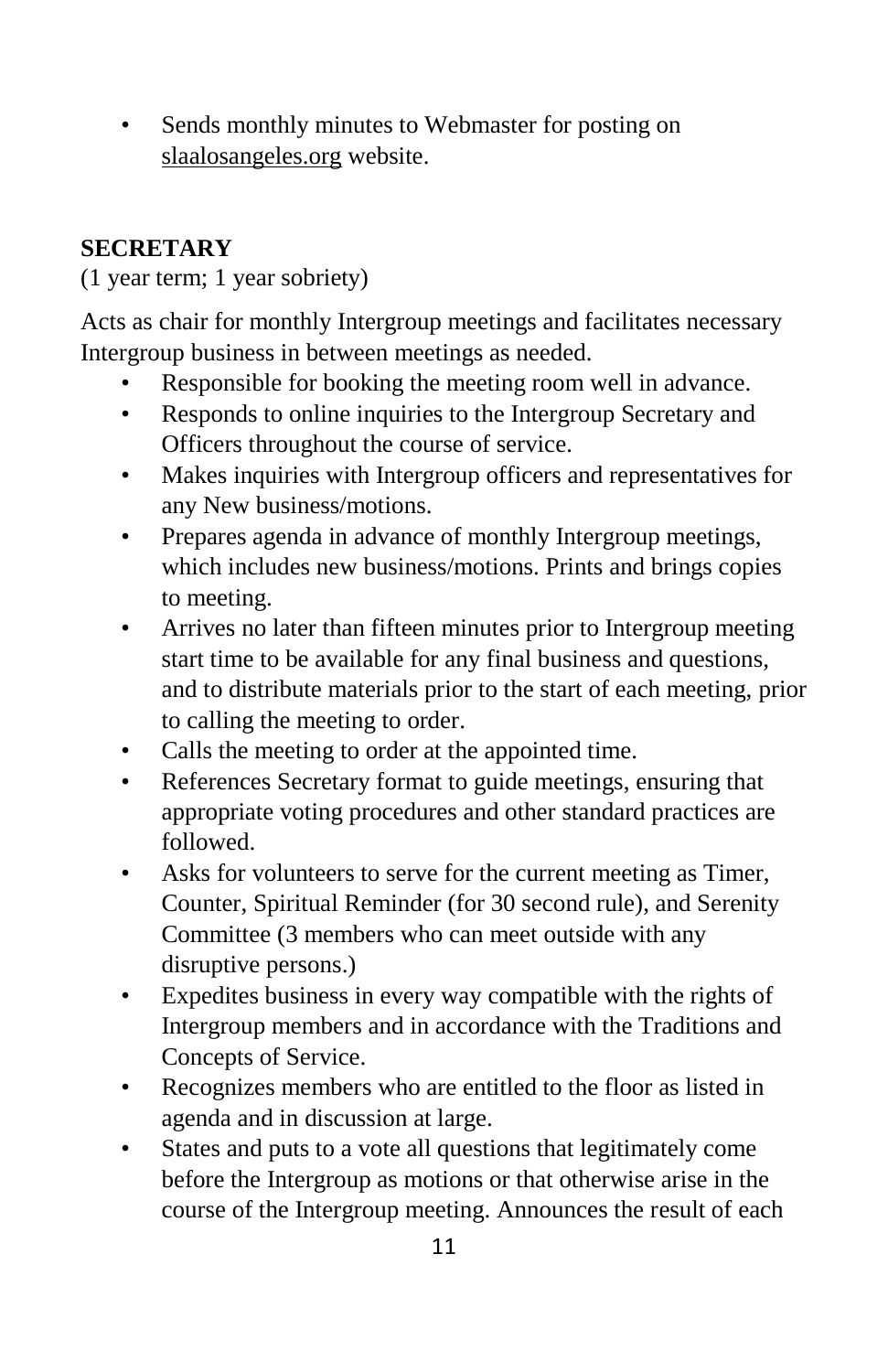- Sends monthly minutes to Webmaster for posting on slaalosangeles.org website.

**SECRETARY**

(1 year term; 1 year sobriety)

Acts as chair for monthly Intergroup meetings and facilitates necessary Intergroup business in between meetings as needed.

- Responsible for booking the meeting room well in advance.
- Responds to online inquiries to the Intergroup Secretary and Officers throughout the course of service.
- Makes inquiries with Intergroup officers and representatives for any New business/motions.
- Prepares agenda in advance of monthly Intergroup meetings, which includes new business/motions. Prints and brings copies to meeting.
- Arrives no later than fifteen minutes prior to Intergroup meeting start time to be available for any final business and questions, and to distribute materials prior to the start of each meeting, prior to calling the meeting to order.
- Calls the meeting to order at the appointed time.
- References Secretary format to guide meetings, ensuring that appropriate voting procedures and other standard practices are followed.
- Asks for volunteers to serve for the current meeting as Timer, Counter, Spiritual Reminder (for 30 second rule), and Serenity Committee (3 members who can meet outside with any disruptive persons.)
- Expedites business in every way compatible with the rights of Intergroup members and in accordance with the Traditions and Concepts of Service.
- Recognizes members who are entitled to the floor as listed in agenda and in discussion at large.
- States and puts to a vote all questions that legitimately come before the Intergroup as motions or that otherwise arise in the course of the Intergroup meeting. Announces the result of each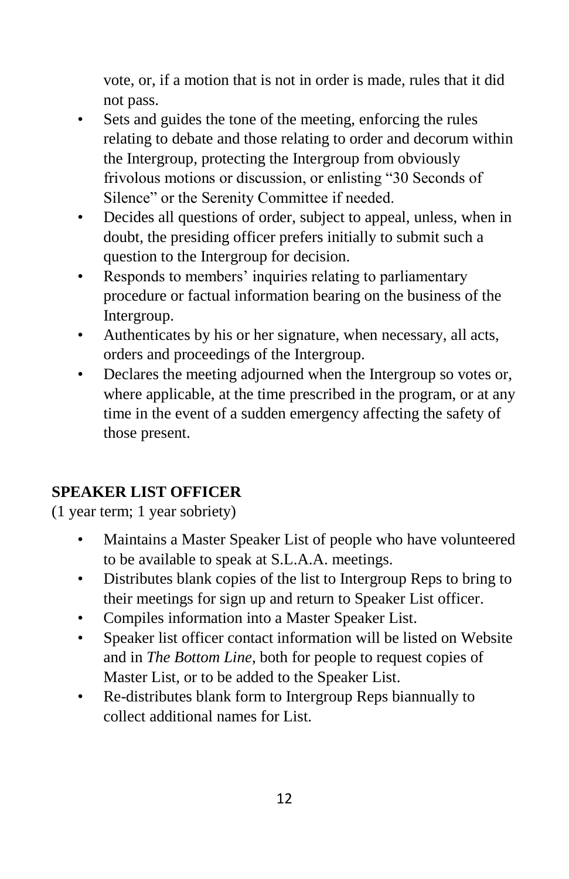vote, or, if a motion that is not in order is made, rules that it did not pass.

- Sets and guides the tone of the meeting, enforcing the rules relating to debate and those relating to order and decorum within the Intergroup, protecting the Intergroup from obviously frivolous motions or discussion, or enlisting "30 Seconds of Silence" or the Serenity Committee if needed.
- Decides all questions of order, subject to appeal, unless, when in doubt, the presiding officer prefers initially to submit such a question to the Intergroup for decision.
- Responds to members' inquiries relating to parliamentary procedure or factual information bearing on the business of the Intergroup.
- Authenticates by his or her signature, when necessary, all acts, orders and proceedings of the Intergroup.
- Declares the meeting adjourned when the Intergroup so votes or, where applicable, at the time prescribed in the program, or at any time in the event of a sudden emergency affecting the safety of those present.

## SPEAKER LIST OFFICER

(1 year term; 1 year sobriety)

- Maintains a Master Speaker List of people who have volunteered to be available to speak at S.L.A.A. meetings.
- Distributes blank copies of the list to Intergroup Reps to bring to their meetings for sign up and return to Speaker List officer.
- Compiles information into a Master Speaker List.
- Speaker list officer contact information will be listed on Website and in *The Bottom Line*, both for people to request copies of Master List, or to be added to the Speaker List.
- Re-distributes blank form to Intergroup Reps biannually to collect additional names for List.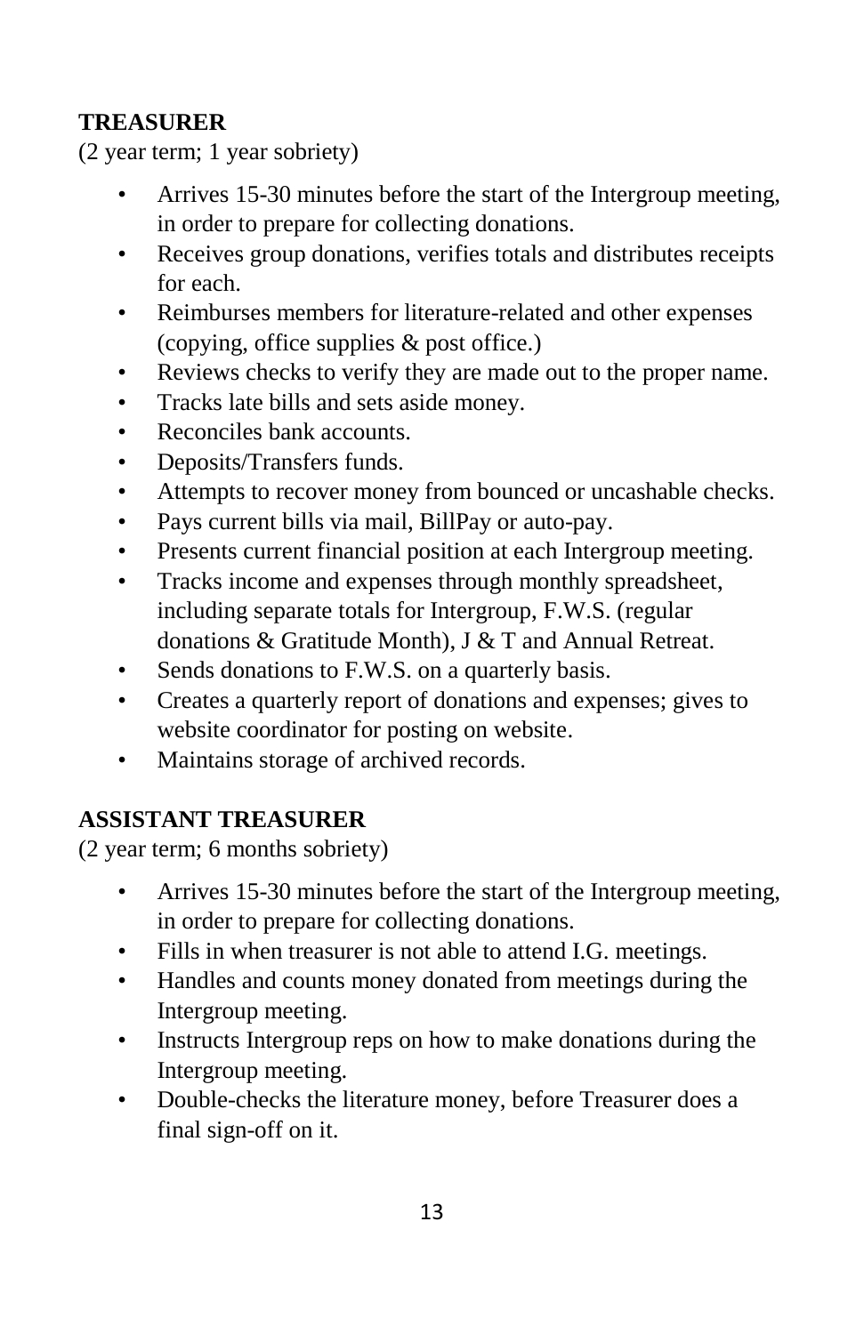**TREASURER**

(2 year term; 1 year sobriety)

- Arrives 15-30 minutes before the start of the Intergroup meeting, in order to prepare for collecting donations.
- Receives group donations, verifies totals and distributes receipts for each.
- Reimburses members for literature-related and other expenses (copying, office supplies & post office.)
- Reviews checks to verify they are made out to the proper name.
- Tracks late bills and sets aside money.
- Reconciles bank accounts.
- Deposits/Transfers funds.
- Attempts to recover money from bounced or uncashable checks.
- Pays current bills via mail, BillPay or auto-pay.
- Presents current financial position at each Intergroup meeting.
- Tracks income and expenses through monthly spreadsheet, including separate totals for Intergroup, F.W.S. (regular donations & Gratitude Month), J & T and Annual Retreat.
- Sends donations to F.W.S. on a quarterly basis.
- Creates a quarterly report of donations and expenses; gives to website coordinator for posting on website.
- Maintains storage of archived records.

**ASSISTANT TREASURER**

(2 year term; 6 months sobriety)

- Arrives 15-30 minutes before the start of the Intergroup meeting, in order to prepare for collecting donations.
- Fills in when treasurer is not able to attend I.G. meetings.
- Handles and counts money donated from meetings during the Intergroup meeting.
- Instructs Intergroup reps on how to make donations during the Intergroup meeting.
- Double-checks the literature money, before Treasurer does a final sign-off on it.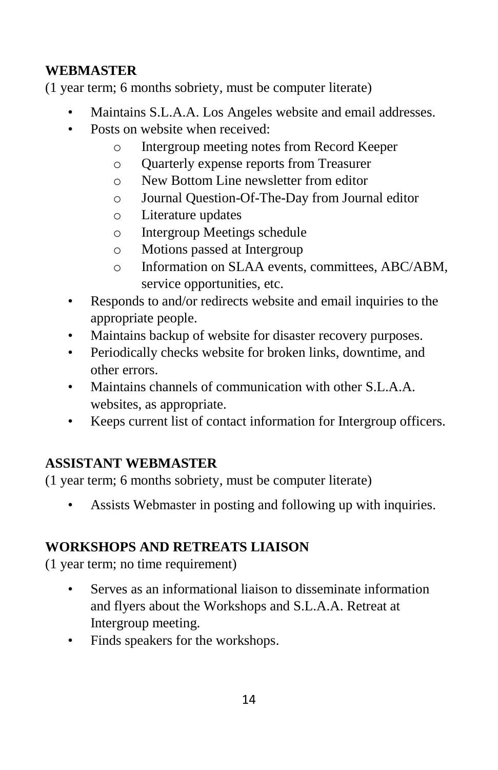**WEBMASTER**

(1 year term; 6 months sobriety, must be computer literate)

- Maintains S.L.A.A. Los Angeles website and email addresses.
- Posts on website when received:
  - Intergroup meeting notes from Record Keeper
  - Quarterly expense reports from Treasurer
  - New Bottom Line newsletter from editor
  - Journal Question-Of-The-Day from Journal editor
  - Literature updates
  - Intergroup Meetings schedule
  - Motions passed at Intergroup
  - Information on SLAA events, committees, ABC/ABM, service opportunities, etc.
- Responds to and/or redirects website and email inquiries to the appropriate people.
- Maintains backup of website for disaster recovery purposes.
- Periodically checks website for broken links, downtime, and other errors.
- Maintains channels of communication with other S.L.A.A. websites, as appropriate.
- Keeps current list of contact information for Intergroup officers.

**ASSISTANT WEBMASTER**

(1 year term; 6 months sobriety, must be computer literate)

- Assists Webmaster in posting and following up with inquiries.

**WORKSHOPS AND RETREATS LIAISON**

(1 year term; no time requirement)

- Serves as an informational liaison to disseminate information and flyers about the Workshops and S.L.A.A. Retreat at Intergroup meeting.
- Finds speakers for the workshops.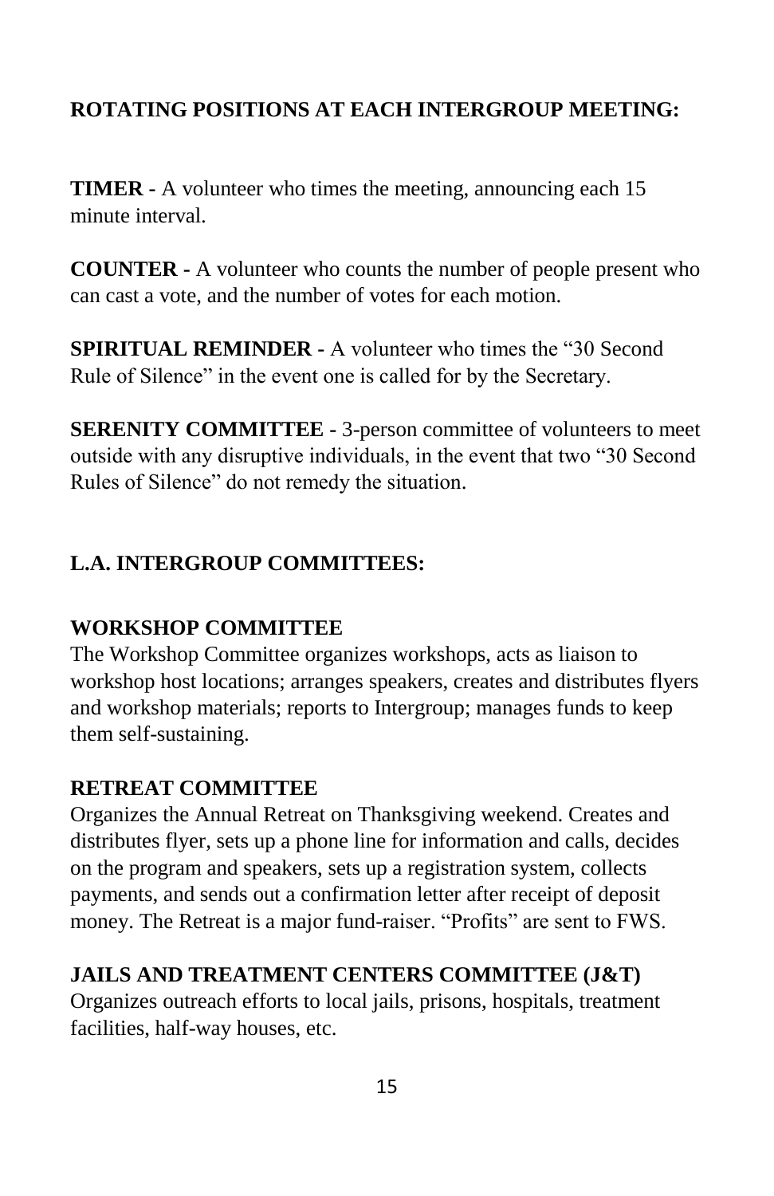## ROTATING POSITIONS AT EACH INTERGROUP MEETING:

**TIMER -** A volunteer who times the meeting, announcing each 15 minute interval.

**COUNTER -** A volunteer who counts the number of people present who can cast a vote, and the number of votes for each motion.

**SPIRITUAL REMINDER -** A volunteer who times the "30 Second Rule of Silence" in the event one is called for by the Secretary.

**SERENITY COMMITTEE -** 3-person committee of volunteers to meet outside with any disruptive individuals, in the event that two "30 Second Rules of Silence" do not remedy the situation.

## L.A. INTERGROUP COMMITTEES:

### WORKSHOP COMMITTEE

The Workshop Committee organizes workshops, acts as liaison to workshop host locations; arranges speakers, creates and distributes flyers and workshop materials; reports to Intergroup; manages funds to keep them self-sustaining.

### RETREAT COMMITTEE

Organizes the Annual Retreat on Thanksgiving weekend. Creates and distributes flyer, sets up a phone line for information and calls, decides on the program and speakers, sets up a registration system, collects payments, and sends out a confirmation letter after receipt of deposit money. The Retreat is a major fund-raiser. "Profits" are sent to FWS.

### JAILS AND TREATMENT CENTERS COMMITTEE (J&T)

Organizes outreach efforts to local jails, prisons, hospitals, treatment facilities, half-way houses, etc.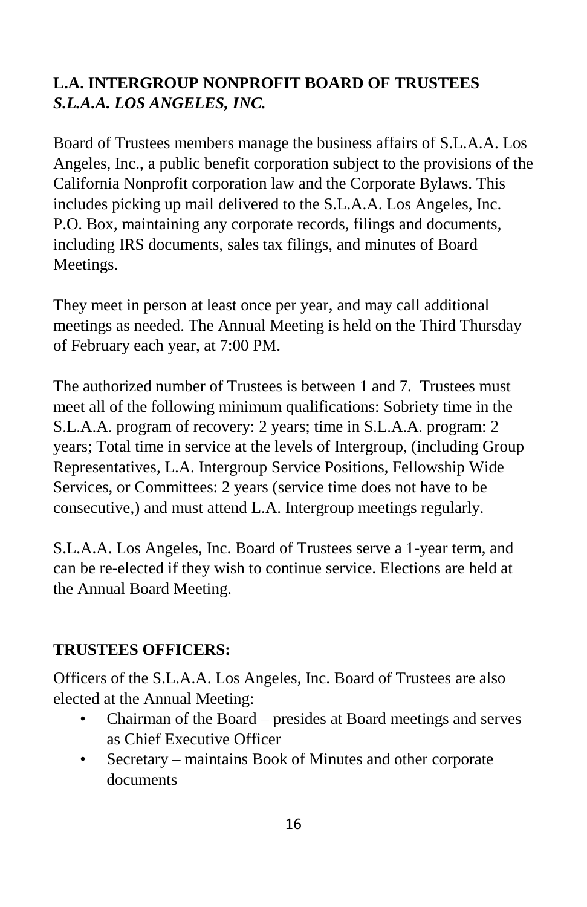**L.A. INTERGROUP NONPROFIT BOARD OF TRUSTEES**
***S.L.A.A. LOS ANGELES, INC.***

Board of Trustees members manage the business affairs of S.L.A.A. Los Angeles, Inc., a public benefit corporation subject to the provisions of the California Nonprofit corporation law and the Corporate Bylaws. This includes picking up mail delivered to the S.L.A.A. Los Angeles, Inc. P.O. Box, maintaining any corporate records, filings and documents, including IRS documents, sales tax filings, and minutes of Board Meetings.

They meet in person at least once per year, and may call additional meetings as needed. The Annual Meeting is held on the Third Thursday of February each year, at 7:00 PM.

The authorized number of Trustees is between 1 and 7. Trustees must meet all of the following minimum qualifications: Sobriety time in the S.L.A.A. program of recovery: 2 years; time in S.L.A.A. program: 2 years; Total time in service at the levels of Intergroup, (including Group Representatives, L.A. Intergroup Service Positions, Fellowship Wide Services, or Committees: 2 years (service time does not have to be consecutive,) and must attend L.A. Intergroup meetings regularly.

S.L.A.A. Los Angeles, Inc. Board of Trustees serve a 1-year term, and can be re-elected if they wish to continue service. Elections are held at the Annual Board Meeting.

**TRUSTEES OFFICERS:**

Officers of the S.L.A.A. Los Angeles, Inc. Board of Trustees are also elected at the Annual Meeting:

- Chairman of the Board – presides at Board meetings and serves as Chief Executive Officer
- Secretary – maintains Book of Minutes and other corporate documents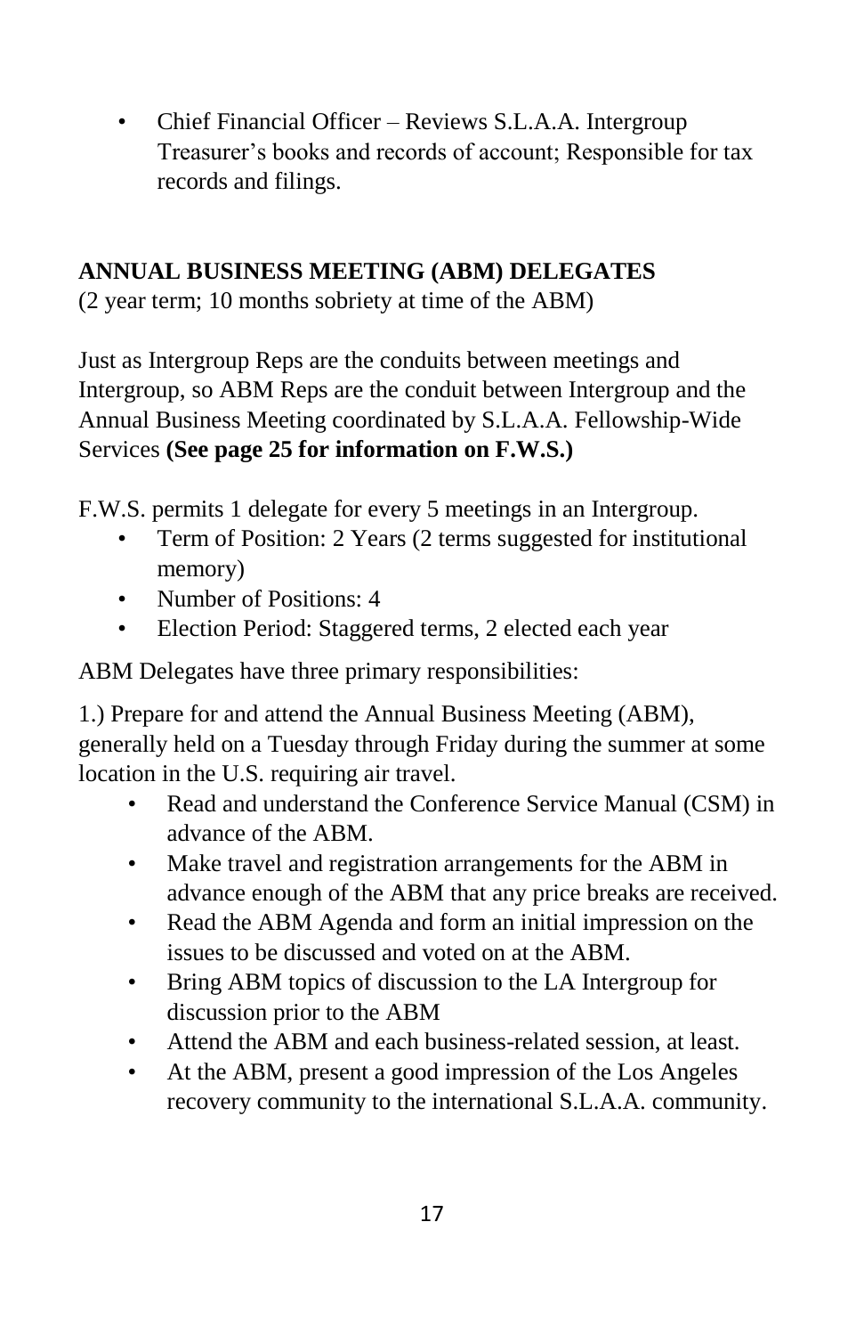- Chief Financial Officer – Reviews S.L.A.A. Intergroup Treasurer's books and records of account; Responsible for tax records and filings.

## ANNUAL BUSINESS MEETING (ABM) DELEGATES

(2 year term; 10 months sobriety at time of the ABM)

Just as Intergroup Reps are the conduits between meetings and Intergroup, so ABM Reps are the conduit between Intergroup and the Annual Business Meeting coordinated by S.L.A.A. Fellowship-Wide Services **(See page 25 for information on F.W.S.)**

F.W.S. permits 1 delegate for every 5 meetings in an Intergroup.

- Term of Position: 2 Years (2 terms suggested for institutional memory)
- Number of Positions: 4
- Election Period: Staggered terms, 2 elected each year

ABM Delegates have three primary responsibilities:

1.) Prepare for and attend the Annual Business Meeting (ABM), generally held on a Tuesday through Friday during the summer at some location in the U.S. requiring air travel.

- Read and understand the Conference Service Manual (CSM) in advance of the ABM.
- Make travel and registration arrangements for the ABM in advance enough of the ABM that any price breaks are received.
- Read the ABM Agenda and form an initial impression on the issues to be discussed and voted on at the ABM.
- Bring ABM topics of discussion to the LA Intergroup for discussion prior to the ABM
- Attend the ABM and each business-related session, at least.
- At the ABM, present a good impression of the Los Angeles recovery community to the international S.L.A.A. community.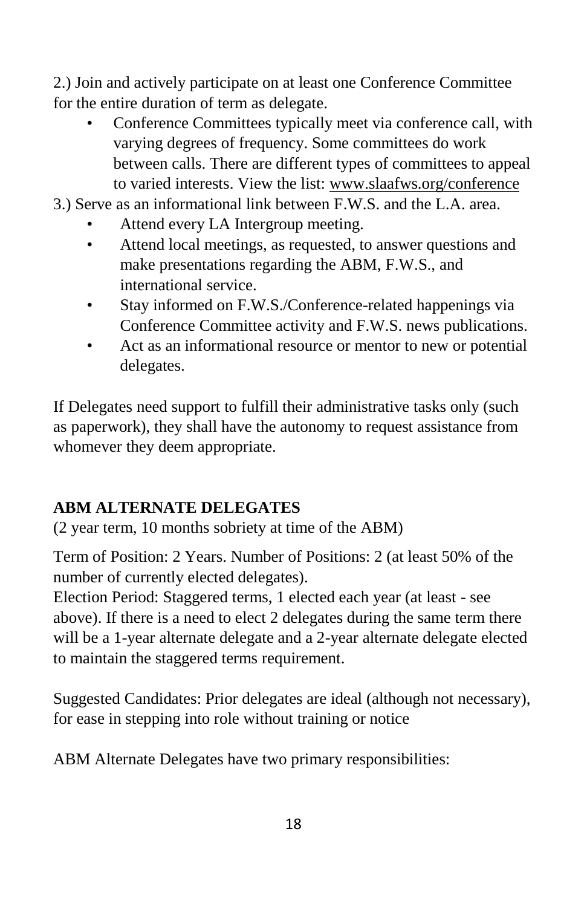2.) Join and actively participate on at least one Conference Committee for the entire duration of term as delegate.

- Conference Committees typically meet via conference call, with varying degrees of frequency. Some committees do work between calls. There are different types of committees to appeal to varied interests. View the list: www.slaafws.org/conference

3.) Serve as an informational link between F.W.S. and the L.A. area.

- Attend every LA Intergroup meeting.
- Attend local meetings, as requested, to answer questions and make presentations regarding the ABM, F.W.S., and international service.
- Stay informed on F.W.S./Conference-related happenings via Conference Committee activity and F.W.S. news publications.
- Act as an informational resource or mentor to new or potential delegates.

If Delegates need support to fulfill their administrative tasks only (such as paperwork), they shall have the autonomy to request assistance from whomever they deem appropriate.

**ABM ALTERNATE DELEGATES**

(2 year term, 10 months sobriety at time of the ABM)

Term of Position: 2 Years. Number of Positions: 2 (at least 50% of the number of currently elected delegates).

Election Period: Staggered terms, 1 elected each year (at least - see above). If there is a need to elect 2 delegates during the same term there will be a 1-year alternate delegate and a 2-year alternate delegate elected to maintain the staggered terms requirement.

Suggested Candidates: Prior delegates are ideal (although not necessary), for ease in stepping into role without training or notice

ABM Alternate Delegates have two primary responsibilities: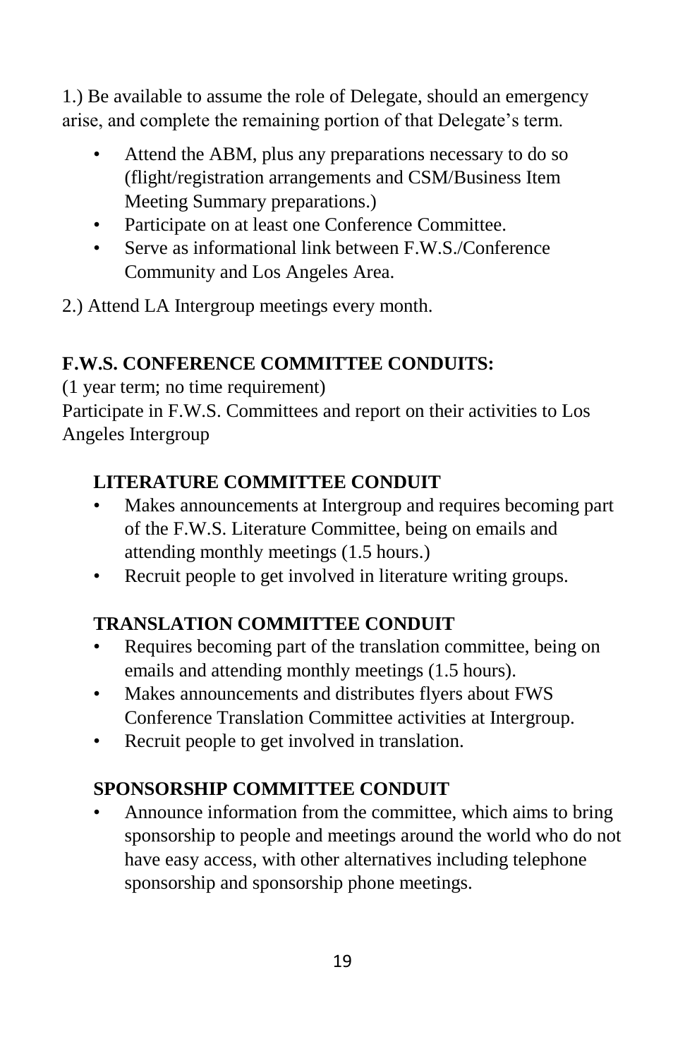1.) Be available to assume the role of Delegate, should an emergency arise, and complete the remaining portion of that Delegate's term.

- Attend the ABM, plus any preparations necessary to do so (flight/registration arrangements and CSM/Business Item Meeting Summary preparations.)
- Participate on at least one Conference Committee.
- Serve as informational link between F.W.S./Conference Community and Los Angeles Area.

2.) Attend LA Intergroup meetings every month.

**F.W.S. CONFERENCE COMMITTEE CONDUITS:**

(1 year term; no time requirement)

Participate in F.W.S. Committees and report on their activities to Los Angeles Intergroup

**LITERATURE COMMITTEE CONDUIT**

- Makes announcements at Intergroup and requires becoming part of the F.W.S. Literature Committee, being on emails and attending monthly meetings (1.5 hours.)
- Recruit people to get involved in literature writing groups.

**TRANSLATION COMMITTEE CONDUIT**

- Requires becoming part of the translation committee, being on emails and attending monthly meetings (1.5 hours).
- Makes announcements and distributes flyers about FWS Conference Translation Committee activities at Intergroup.
- Recruit people to get involved in translation.

**SPONSORSHIP COMMITTEE CONDUIT**

- Announce information from the committee, which aims to bring sponsorship to people and meetings around the world who do not have easy access, with other alternatives including telephone sponsorship and sponsorship phone meetings.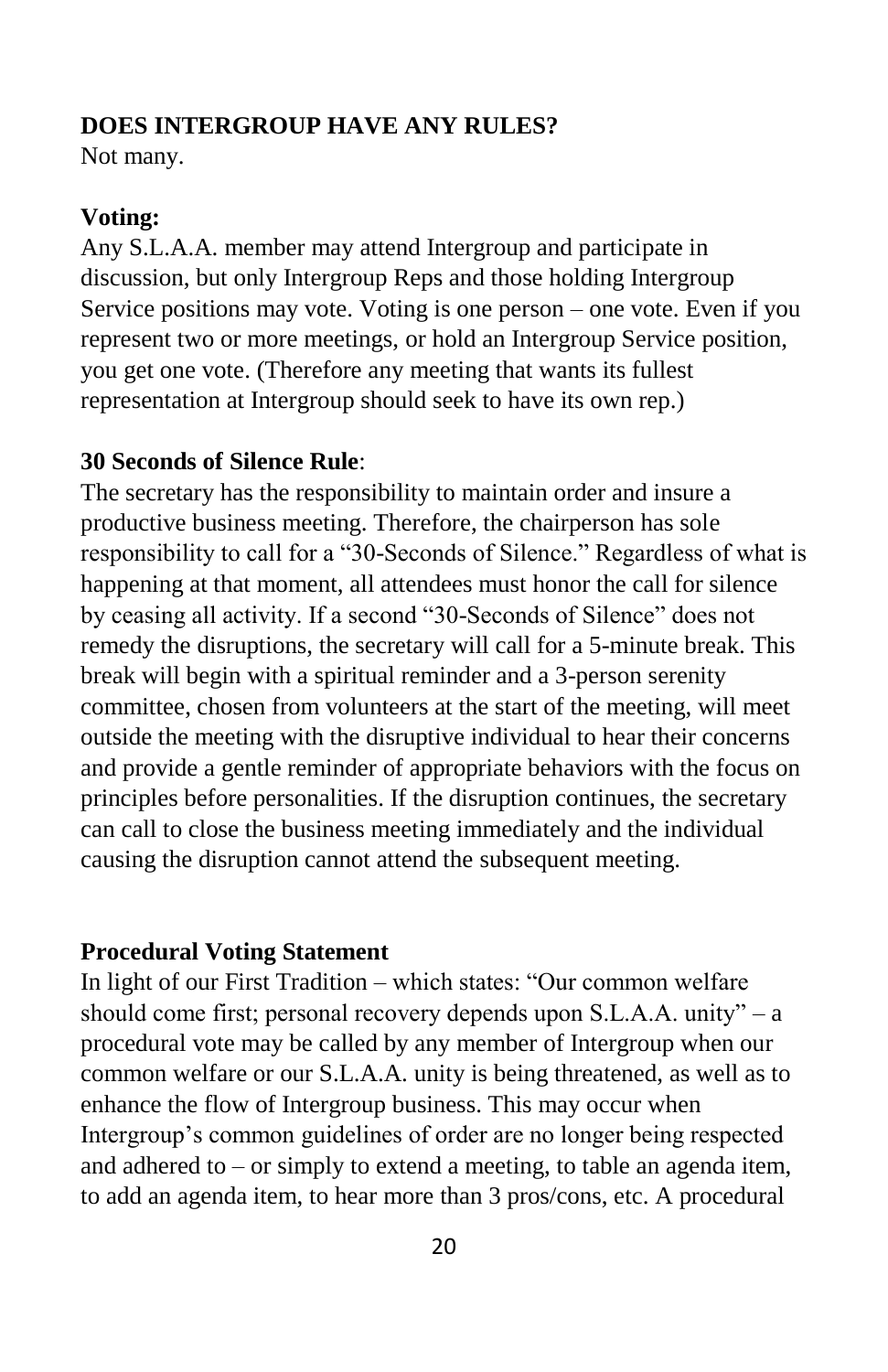**DOES INTERGROUP HAVE ANY RULES?**
Not many.

**Voting:**
Any S.L.A.A. member may attend Intergroup and participate in discussion, but only Intergroup Reps and those holding Intergroup Service positions may vote. Voting is one person – one vote. Even if you represent two or more meetings, or hold an Intergroup Service position, you get one vote. (Therefore any meeting that wants its fullest representation at Intergroup should seek to have its own rep.)

**30 Seconds of Silence Rule**:
The secretary has the responsibility to maintain order and insure a productive business meeting. Therefore, the chairperson has sole responsibility to call for a "30-Seconds of Silence." Regardless of what is happening at that moment, all attendees must honor the call for silence by ceasing all activity. If a second "30-Seconds of Silence" does not remedy the disruptions, the secretary will call for a 5-minute break. This break will begin with a spiritual reminder and a 3-person serenity committee, chosen from volunteers at the start of the meeting, will meet outside the meeting with the disruptive individual to hear their concerns and provide a gentle reminder of appropriate behaviors with the focus on principles before personalities. If the disruption continues, the secretary can call to close the business meeting immediately and the individual causing the disruption cannot attend the subsequent meeting.

**Procedural Voting Statement**
In light of our First Tradition – which states: "Our common welfare should come first; personal recovery depends upon S.L.A.A. unity" – a procedural vote may be called by any member of Intergroup when our common welfare or our S.L.A.A. unity is being threatened, as well as to enhance the flow of Intergroup business. This may occur when Intergroup's common guidelines of order are no longer being respected and adhered to – or simply to extend a meeting, to table an agenda item, to add an agenda item, to hear more than 3 pros/cons, etc. A procedural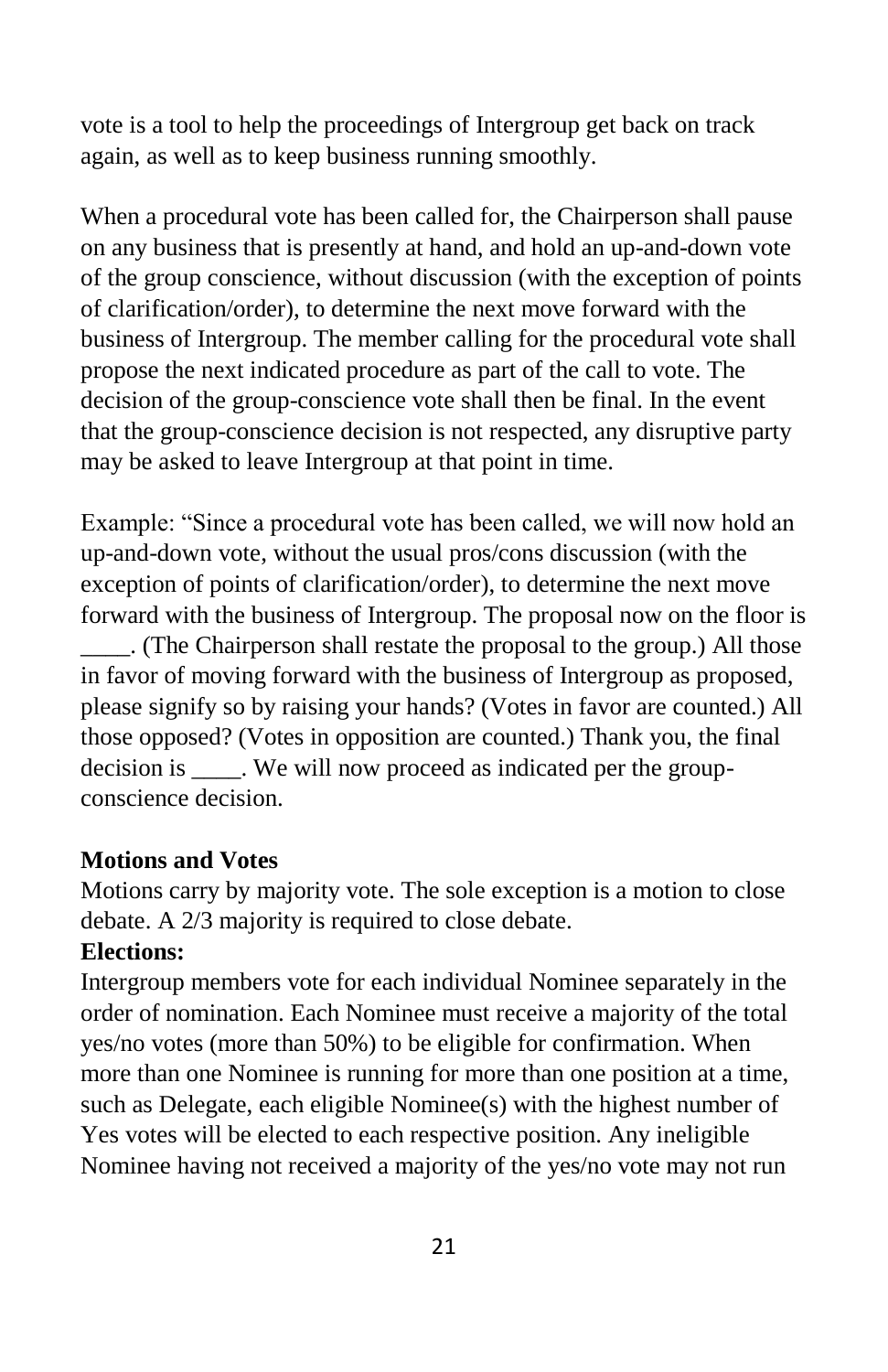vote is a tool to help the proceedings of Intergroup get back on track again, as well as to keep business running smoothly.

When a procedural vote has been called for, the Chairperson shall pause on any business that is presently at hand, and hold an up-and-down vote of the group conscience, without discussion (with the exception of points of clarification/order), to determine the next move forward with the business of Intergroup. The member calling for the procedural vote shall propose the next indicated procedure as part of the call to vote. The decision of the group-conscience vote shall then be final. In the event that the group-conscience decision is not respected, any disruptive party may be asked to leave Intergroup at that point in time.

Example: "Since a procedural vote has been called, we will now hold an up-and-down vote, without the usual pros/cons discussion (with the exception of points of clarification/order), to determine the next move forward with the business of Intergroup. The proposal now on the floor is ____. (The Chairperson shall restate the proposal to the group.) All those in favor of moving forward with the business of Intergroup as proposed, please signify so by raising your hands? (Votes in favor are counted.) All those opposed? (Votes in opposition are counted.) Thank you, the final decision is ____. We will now proceed as indicated per the group-conscience decision.

**Motions and Votes**

Motions carry by majority vote. The sole exception is a motion to close debate. A 2/3 majority is required to close debate.

**Elections:**

Intergroup members vote for each individual Nominee separately in the order of nomination. Each Nominee must receive a majority of the total yes/no votes (more than 50%) to be eligible for confirmation. When more than one Nominee is running for more than one position at a time, such as Delegate, each eligible Nominee(s) with the highest number of Yes votes will be elected to each respective position. Any ineligible Nominee having not received a majority of the yes/no vote may not run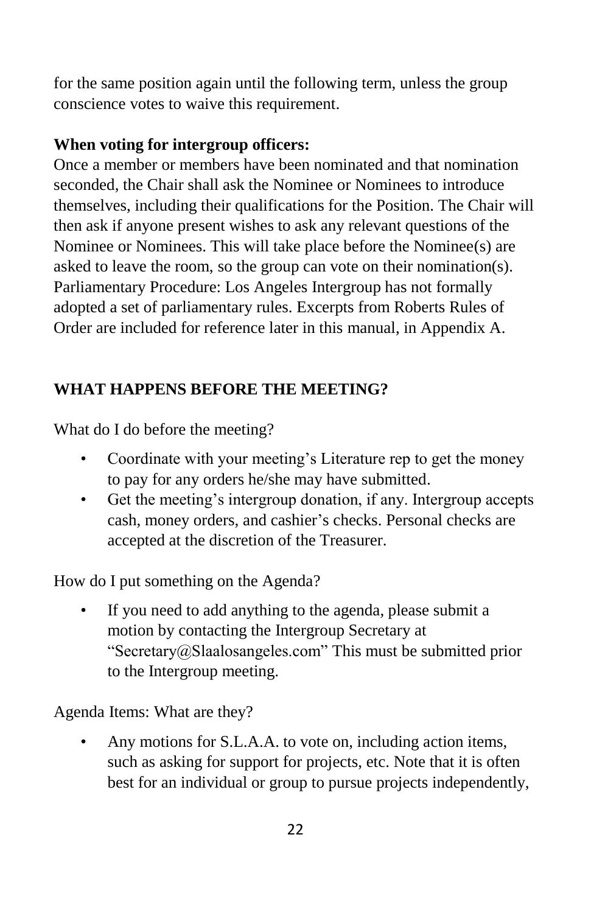for the same position again until the following term, unless the group conscience votes to waive this requirement.

**When voting for intergroup officers:**
Once a member or members have been nominated and that nomination seconded, the Chair shall ask the Nominee or Nominees to introduce themselves, including their qualifications for the Position. The Chair will then ask if anyone present wishes to ask any relevant questions of the Nominee or Nominees. This will take place before the Nominee(s) are asked to leave the room, so the group can vote on their nomination(s). Parliamentary Procedure: Los Angeles Intergroup has not formally adopted a set of parliamentary rules. Excerpts from Roberts Rules of Order are included for reference later in this manual, in Appendix A.

## WHAT HAPPENS BEFORE THE MEETING?

What do I do before the meeting?

- Coordinate with your meeting's Literature rep to get the money to pay for any orders he/she may have submitted.
- Get the meeting's intergroup donation, if any. Intergroup accepts cash, money orders, and cashier's checks. Personal checks are accepted at the discretion of the Treasurer.

How do I put something on the Agenda?

- If you need to add anything to the agenda, please submit a motion by contacting the Intergroup Secretary at "Secretary@Slaalosangeles.com" This must be submitted prior to the Intergroup meeting.

Agenda Items: What are they?

- Any motions for S.L.A.A. to vote on, including action items, such as asking for support for projects, etc. Note that it is often best for an individual or group to pursue projects independently,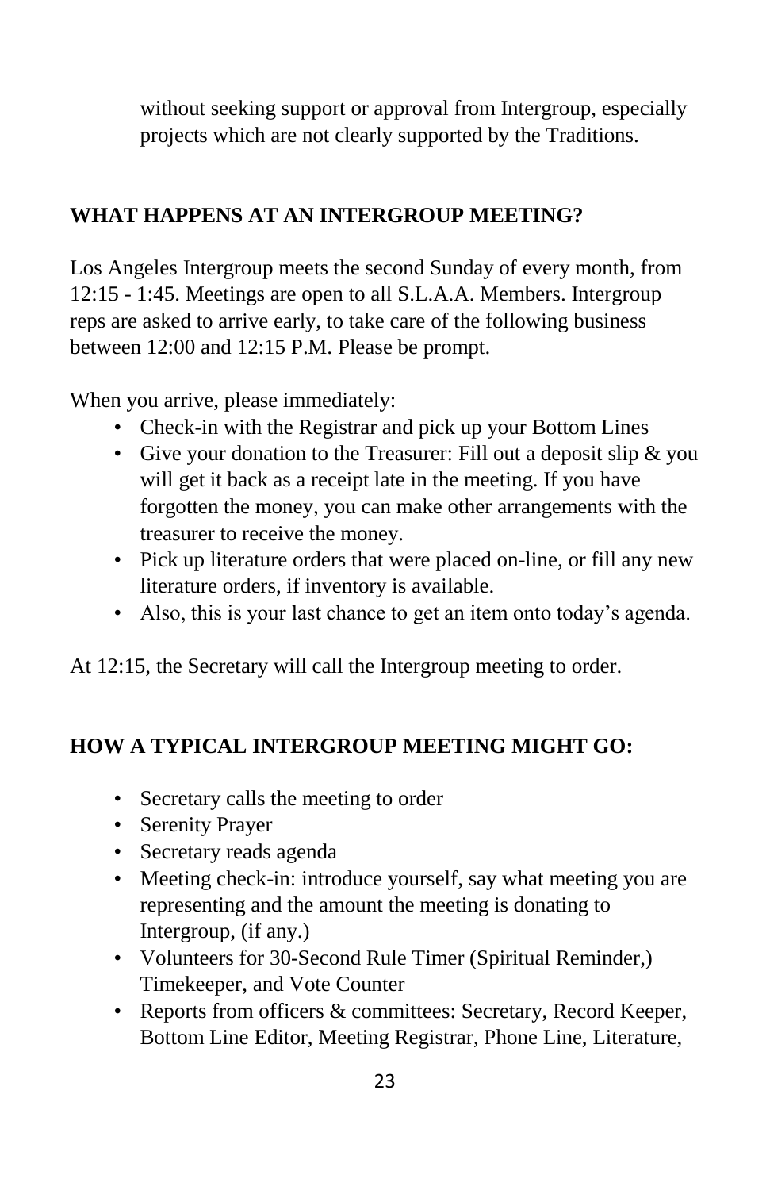without seeking support or approval from Intergroup, especially projects which are not clearly supported by the Traditions.

## WHAT HAPPENS AT AN INTERGROUP MEETING?

Los Angeles Intergroup meets the second Sunday of every month, from 12:15 - 1:45. Meetings are open to all S.L.A.A. Members. Intergroup reps are asked to arrive early, to take care of the following business between 12:00 and 12:15 P.M. Please be prompt.

When you arrive, please immediately:

- Check-in with the Registrar and pick up your Bottom Lines
- Give your donation to the Treasurer: Fill out a deposit slip & you will get it back as a receipt late in the meeting. If you have forgotten the money, you can make other arrangements with the treasurer to receive the money.
- Pick up literature orders that were placed on-line, or fill any new literature orders, if inventory is available.
- Also, this is your last chance to get an item onto today's agenda.

At 12:15, the Secretary will call the Intergroup meeting to order.

## HOW A TYPICAL INTERGROUP MEETING MIGHT GO:

- Secretary calls the meeting to order
- Serenity Prayer
- Secretary reads agenda
- Meeting check-in: introduce yourself, say what meeting you are representing and the amount the meeting is donating to Intergroup, (if any.)
- Volunteers for 30-Second Rule Timer (Spiritual Reminder,) Timekeeper, and Vote Counter
- Reports from officers & committees: Secretary, Record Keeper, Bottom Line Editor, Meeting Registrar, Phone Line, Literature,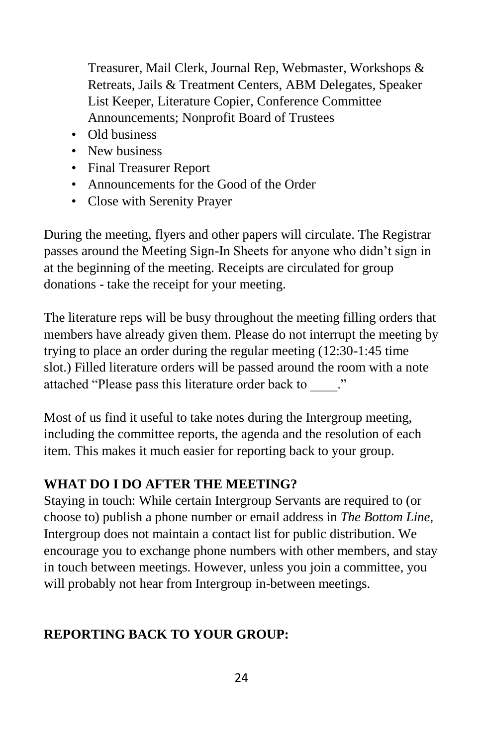Treasurer, Mail Clerk, Journal Rep, Webmaster, Workshops & Retreats, Jails & Treatment Centers, ABM Delegates, Speaker List Keeper, Literature Copier, Conference Committee Announcements; Nonprofit Board of Trustees

- Old business
- New business
- Final Treasurer Report
- Announcements for the Good of the Order
- Close with Serenity Prayer

During the meeting, flyers and other papers will circulate. The Registrar passes around the Meeting Sign-In Sheets for anyone who didn't sign in at the beginning of the meeting. Receipts are circulated for group donations - take the receipt for your meeting.

The literature reps will be busy throughout the meeting filling orders that members have already given them. Please do not interrupt the meeting by trying to place an order during the regular meeting (12:30-1:45 time slot.) Filled literature orders will be passed around the room with a note attached "Please pass this literature order back to ____."

Most of us find it useful to take notes during the Intergroup meeting, including the committee reports, the agenda and the resolution of each item. This makes it much easier for reporting back to your group.

**WHAT DO I DO AFTER THE MEETING?**

Staying in touch: While certain Intergroup Servants are required to (or choose to) publish a phone number or email address in *The Bottom Line*, Intergroup does not maintain a contact list for public distribution. We encourage you to exchange phone numbers with other members, and stay in touch between meetings. However, unless you join a committee, you will probably not hear from Intergroup in-between meetings.

**REPORTING BACK TO YOUR GROUP:**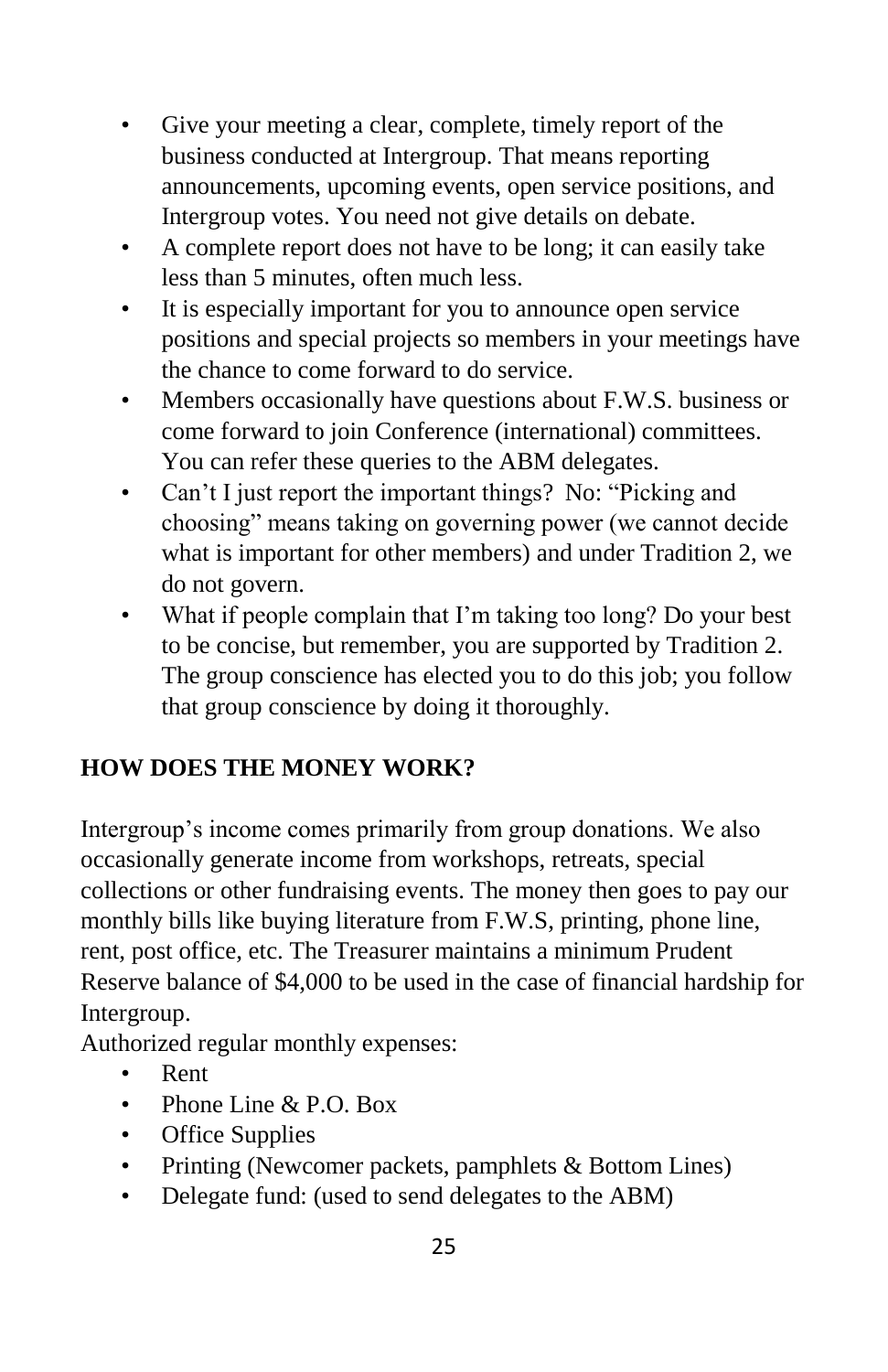- Give your meeting a clear, complete, timely report of the business conducted at Intergroup. That means reporting announcements, upcoming events, open service positions, and Intergroup votes. You need not give details on debate.
- A complete report does not have to be long; it can easily take less than 5 minutes, often much less.
- It is especially important for you to announce open service positions and special projects so members in your meetings have the chance to come forward to do service.
- Members occasionally have questions about F.W.S. business or come forward to join Conference (international) committees. You can refer these queries to the ABM delegates.
- Can't I just report the important things? No: "Picking and choosing" means taking on governing power (we cannot decide what is important for other members) and under Tradition 2, we do not govern.
- What if people complain that I'm taking too long? Do your best to be concise, but remember, you are supported by Tradition 2. The group conscience has elected you to do this job; you follow that group conscience by doing it thoroughly.

**HOW DOES THE MONEY WORK?**

Intergroup's income comes primarily from group donations. We also occasionally generate income from workshops, retreats, special collections or other fundraising events. The money then goes to pay our monthly bills like buying literature from F.W.S, printing, phone line, rent, post office, etc. The Treasurer maintains a minimum Prudent Reserve balance of $4,000 to be used in the case of financial hardship for Intergroup.

Authorized regular monthly expenses:

- Rent
- Phone Line & P.O. Box
- Office Supplies
- Printing (Newcomer packets, pamphlets & Bottom Lines)
- Delegate fund: (used to send delegates to the ABM)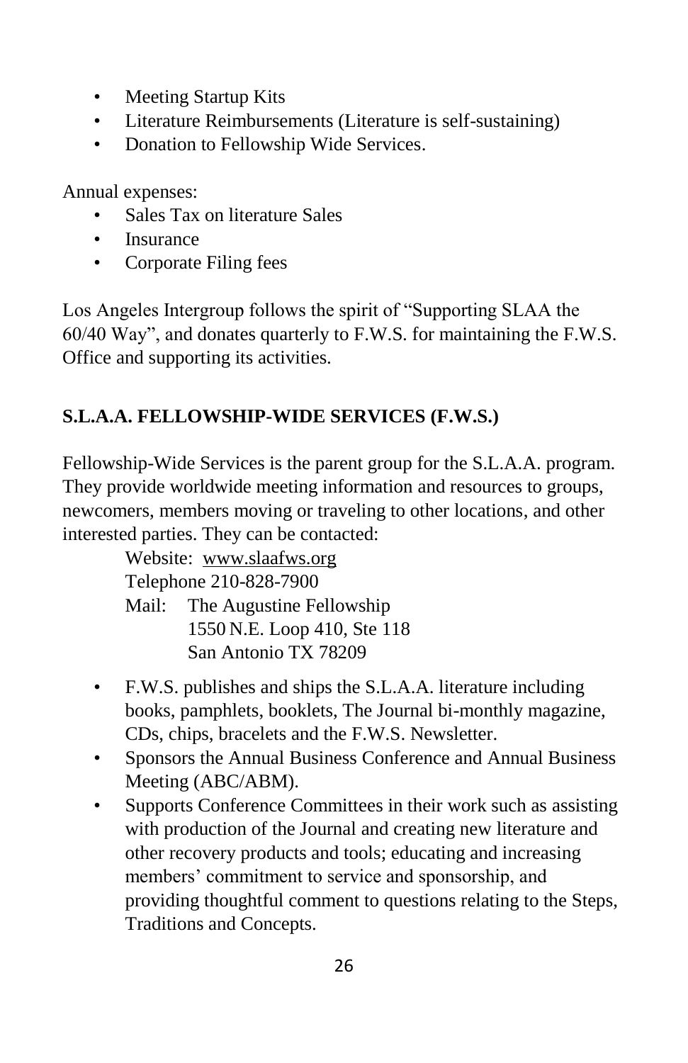- Meeting Startup Kits
- Literature Reimbursements (Literature is self-sustaining)
- Donation to Fellowship Wide Services.

Annual expenses:

- Sales Tax on literature Sales
- Insurance
- Corporate Filing fees

Los Angeles Intergroup follows the spirit of "Supporting SLAA the 60/40 Way", and donates quarterly to F.W.S. for maintaining the F.W.S. Office and supporting its activities.

## S.L.A.A. FELLOWSHIP-WIDE SERVICES (F.W.S.)

Fellowship-Wide Services is the parent group for the S.L.A.A. program. They provide worldwide meeting information and resources to groups, newcomers, members moving or traveling to other locations, and other interested parties. They can be contacted:

Website: www.slaafws.org
Telephone 210-828-7900
Mail: The Augustine Fellowship
1550 N.E. Loop 410, Ste 118
San Antonio TX 78209

- F.W.S. publishes and ships the S.L.A.A. literature including books, pamphlets, booklets, The Journal bi-monthly magazine, CDs, chips, bracelets and the F.W.S. Newsletter.
- Sponsors the Annual Business Conference and Annual Business Meeting (ABC/ABM).
- Supports Conference Committees in their work such as assisting with production of the Journal and creating new literature and other recovery products and tools; educating and increasing members' commitment to service and sponsorship, and providing thoughtful comment to questions relating to the Steps, Traditions and Concepts.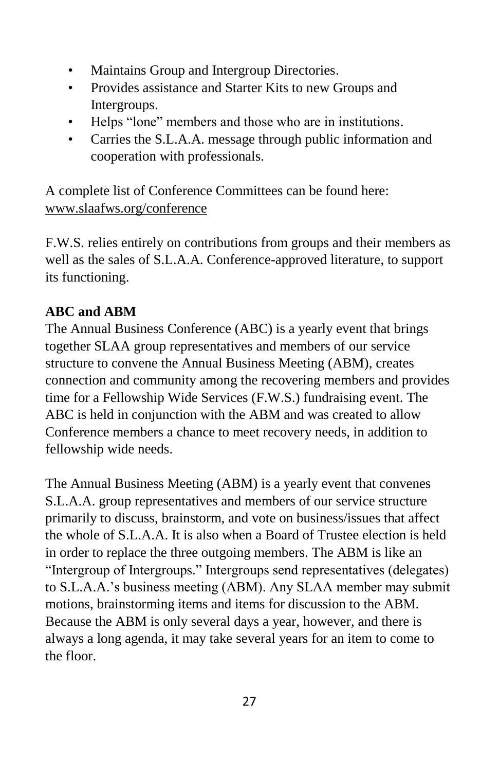- Maintains Group and Intergroup Directories.
- Provides assistance and Starter Kits to new Groups and Intergroups.
- Helps “lone” members and those who are in institutions.
- Carries the S.L.A.A. message through public information and cooperation with professionals.

A complete list of Conference Committees can be found here: www.slaafws.org/conference

F.W.S. relies entirely on contributions from groups and their members as well as the sales of S.L.A.A. Conference-approved literature, to support its functioning.

**ABC and ABM**

The Annual Business Conference (ABC) is a yearly event that brings together SLAA group representatives and members of our service structure to convene the Annual Business Meeting (ABM), creates connection and community among the recovering members and provides time for a Fellowship Wide Services (F.W.S.) fundraising event. The ABC is held in conjunction with the ABM and was created to allow Conference members a chance to meet recovery needs, in addition to fellowship wide needs.

The Annual Business Meeting (ABM) is a yearly event that convenes S.L.A.A. group representatives and members of our service structure primarily to discuss, brainstorm, and vote on business/issues that affect the whole of S.L.A.A. It is also when a Board of Trustee election is held in order to replace the three outgoing members. The ABM is like an “Intergroup of Intergroups.” Intergroups send representatives (delegates) to S.L.A.A.’s business meeting (ABM). Any SLAA member may submit motions, brainstorming items and items for discussion to the ABM. Because the ABM is only several days a year, however, and there is always a long agenda, it may take several years for an item to come to the floor.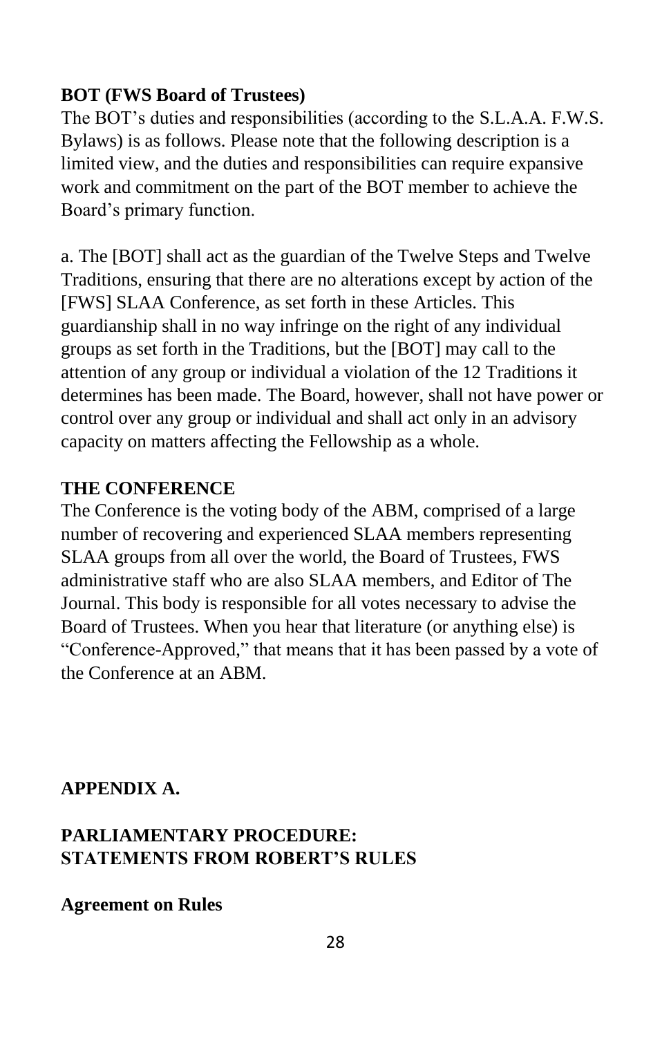**BOT (FWS Board of Trustees)**

The BOT's duties and responsibilities (according to the S.L.A.A. F.W.S. Bylaws) is as follows. Please note that the following description is a limited view, and the duties and responsibilities can require expansive work and commitment on the part of the BOT member to achieve the Board's primary function.

a. The [BOT] shall act as the guardian of the Twelve Steps and Twelve Traditions, ensuring that there are no alterations except by action of the [FWS] SLAA Conference, as set forth in these Articles. This guardianship shall in no way infringe on the right of any individual groups as set forth in the Traditions, but the [BOT] may call to the attention of any group or individual a violation of the 12 Traditions it determines has been made. The Board, however, shall not have power or control over any group or individual and shall act only in an advisory capacity on matters affecting the Fellowship as a whole.

**THE CONFERENCE**

The Conference is the voting body of the ABM, comprised of a large number of recovering and experienced SLAA members representing SLAA groups from all over the world, the Board of Trustees, FWS administrative staff who are also SLAA members, and Editor of The Journal. This body is responsible for all votes necessary to advise the Board of Trustees. When you hear that literature (or anything else) is "Conference-Approved," that means that it has been passed by a vote of the Conference at an ABM.

## APPENDIX A.

## PARLIAMENTARY PROCEDURE: STATEMENTS FROM ROBERT'S RULES

**Agreement on Rules**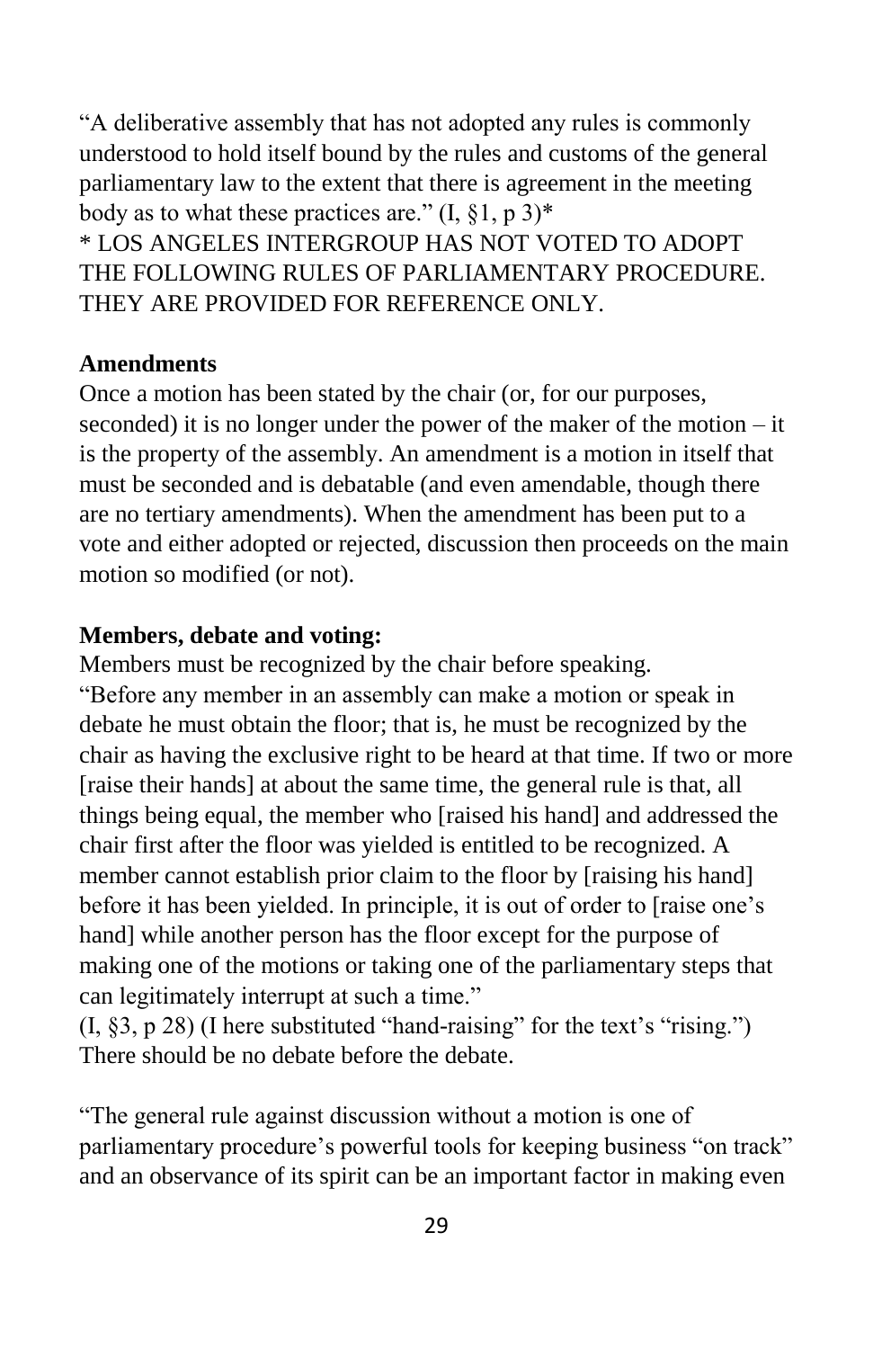"A deliberative assembly that has not adopted any rules is commonly understood to hold itself bound by the rules and customs of the general parliamentary law to the extent that there is agreement in the meeting body as to what these practices are." (I, §1, p 3)*

* LOS ANGELES INTERGROUP HAS NOT VOTED TO ADOPT THE FOLLOWING RULES OF PARLIAMENTARY PROCEDURE. THEY ARE PROVIDED FOR REFERENCE ONLY.

**Amendments**

Once a motion has been stated by the chair (or, for our purposes, seconded) it is no longer under the power of the maker of the motion – it is the property of the assembly. An amendment is a motion in itself that must be seconded and is debatable (and even amendable, though there are no tertiary amendments). When the amendment has been put to a vote and either adopted or rejected, discussion then proceeds on the main motion so modified (or not).

**Members, debate and voting:**

Members must be recognized by the chair before speaking.

"Before any member in an assembly can make a motion or speak in debate he must obtain the floor; that is, he must be recognized by the chair as having the exclusive right to be heard at that time. If two or more [raise their hands] at about the same time, the general rule is that, all things being equal, the member who [raised his hand] and addressed the chair first after the floor was yielded is entitled to be recognized. A member cannot establish prior claim to the floor by [raising his hand] before it has been yielded. In principle, it is out of order to [raise one's hand] while another person has the floor except for the purpose of making one of the motions or taking one of the parliamentary steps that can legitimately interrupt at such a time."

(I, §3, p 28) (I here substituted "hand-raising" for the text's "rising.")

There should be no debate before the debate.

"The general rule against discussion without a motion is one of parliamentary procedure's powerful tools for keeping business "on track" and an observance of its spirit can be an important factor in making even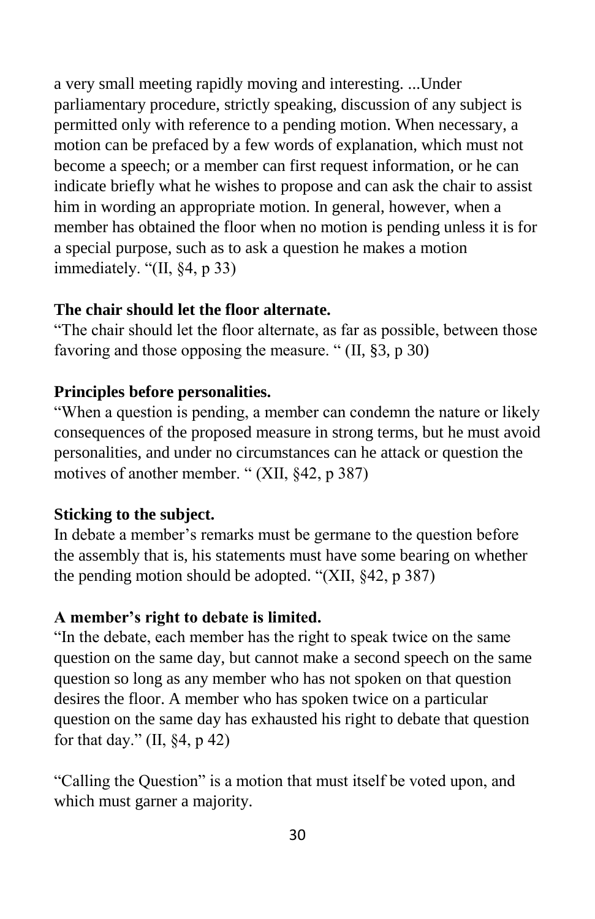a very small meeting rapidly moving and interesting. ...Under parliamentary procedure, strictly speaking, discussion of any subject is permitted only with reference to a pending motion. When necessary, a motion can be prefaced by a few words of explanation, which must not become a speech; or a member can first request information, or he can indicate briefly what he wishes to propose and can ask the chair to assist him in wording an appropriate motion. In general, however, when a member has obtained the floor when no motion is pending unless it is for a special purpose, such as to ask a question he makes a motion immediately. "(II, §4, p 33)

**The chair should let the floor alternate.**

"The chair should let the floor alternate, as far as possible, between those favoring and those opposing the measure. " (II, §3, p 30)

**Principles before personalities.**

"When a question is pending, a member can condemn the nature or likely consequences of the proposed measure in strong terms, but he must avoid personalities, and under no circumstances can he attack or question the motives of another member. " (XII, §42, p 387)

**Sticking to the subject.**

In debate a member's remarks must be germane to the question before the assembly that is, his statements must have some bearing on whether the pending motion should be adopted. "(XII, §42, p 387)

**A member's right to debate is limited.**

"In the debate, each member has the right to speak twice on the same question on the same day, but cannot make a second speech on the same question so long as any member who has not spoken on that question desires the floor. A member who has spoken twice on a particular question on the same day has exhausted his right to debate that question for that day." (II, §4, p 42)

"Calling the Question" is a motion that must itself be voted upon, and which must garner a majority.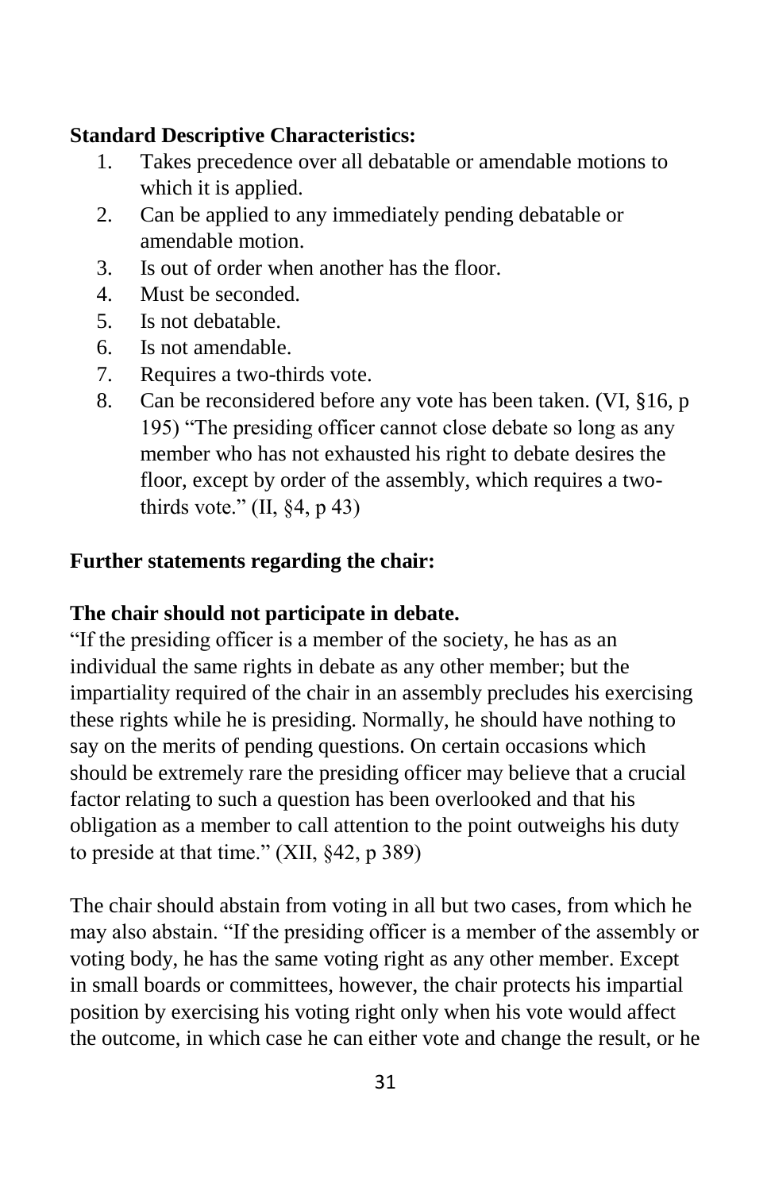**Standard Descriptive Characteristics:**

1. Takes precedence over all debatable or amendable motions to which it is applied.
2. Can be applied to any immediately pending debatable or amendable motion.
3. Is out of order when another has the floor.
4. Must be seconded.
5. Is not debatable.
6. Is not amendable.
7. Requires a two-thirds vote.
8. Can be reconsidered before any vote has been taken. (VI, §16, p 195) "The presiding officer cannot close debate so long as any member who has not exhausted his right to debate desires the floor, except by order of the assembly, which requires a two-thirds vote." (II, §4, p 43)

**Further statements regarding the chair:**

**The chair should not participate in debate.**

"If the presiding officer is a member of the society, he has as an individual the same rights in debate as any other member; but the impartiality required of the chair in an assembly precludes his exercising these rights while he is presiding. Normally, he should have nothing to say on the merits of pending questions. On certain occasions which should be extremely rare the presiding officer may believe that a crucial factor relating to such a question has been overlooked and that his obligation as a member to call attention to the point outweighs his duty to preside at that time." (XII, §42, p 389)

The chair should abstain from voting in all but two cases, from which he may also abstain. "If the presiding officer is a member of the assembly or voting body, he has the same voting right as any other member. Except in small boards or committees, however, the chair protects his impartial position by exercising his voting right only when his vote would affect the outcome, in which case he can either vote and change the result, or he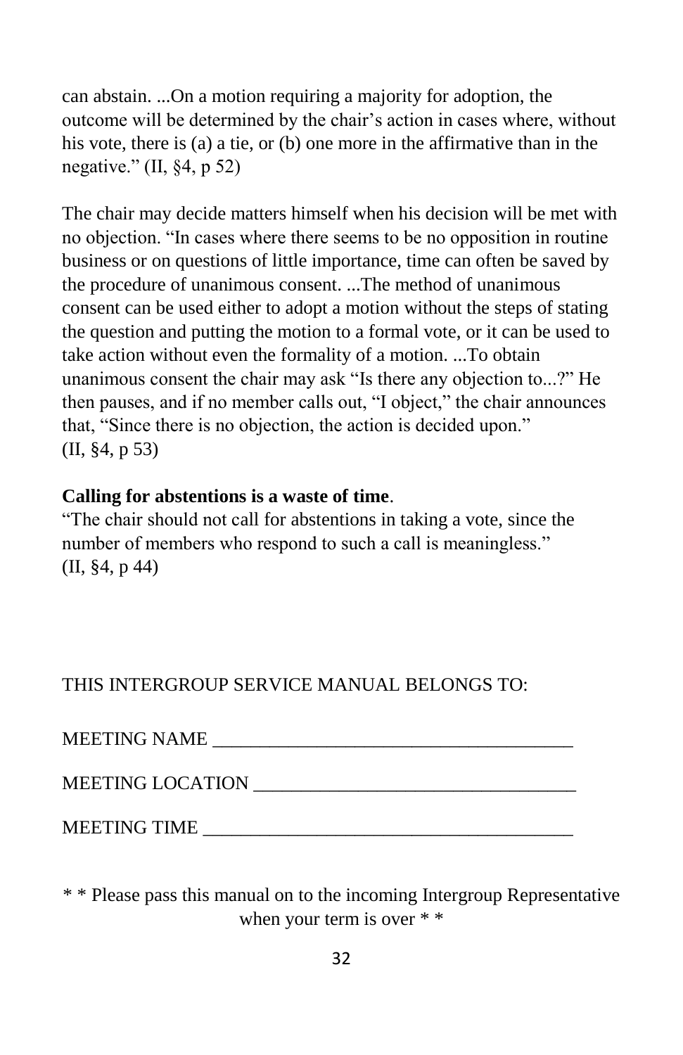can abstain. ...On a motion requiring a majority for adoption, the outcome will be determined by the chair's action in cases where, without his vote, there is (a) a tie, or (b) one more in the affirmative than in the negative." (II, §4, p 52)

The chair may decide matters himself when his decision will be met with no objection. "In cases where there seems to be no opposition in routine business or on questions of little importance, time can often be saved by the procedure of unanimous consent. ...The method of unanimous consent can be used either to adopt a motion without the steps of stating the question and putting the motion to a formal vote, or it can be used to take action without even the formality of a motion. ...To obtain unanimous consent the chair may ask "Is there any objection to...?" He then pauses, and if no member calls out, "I object," the chair announces that, "Since there is no objection, the action is decided upon." (II, §4, p 53)

**Calling for abstentions is a waste of time**.
"The chair should not call for abstentions in taking a vote, since the number of members who respond to such a call is meaningless." (II, §4, p 44)

THIS INTERGROUP SERVICE MANUAL BELONGS TO:

MEETING NAME ______________________________________

MEETING LOCATION _________________________________

MEETING TIME ______________________________________

* * Please pass this manual on to the incoming Intergroup Representative when your term is over * *